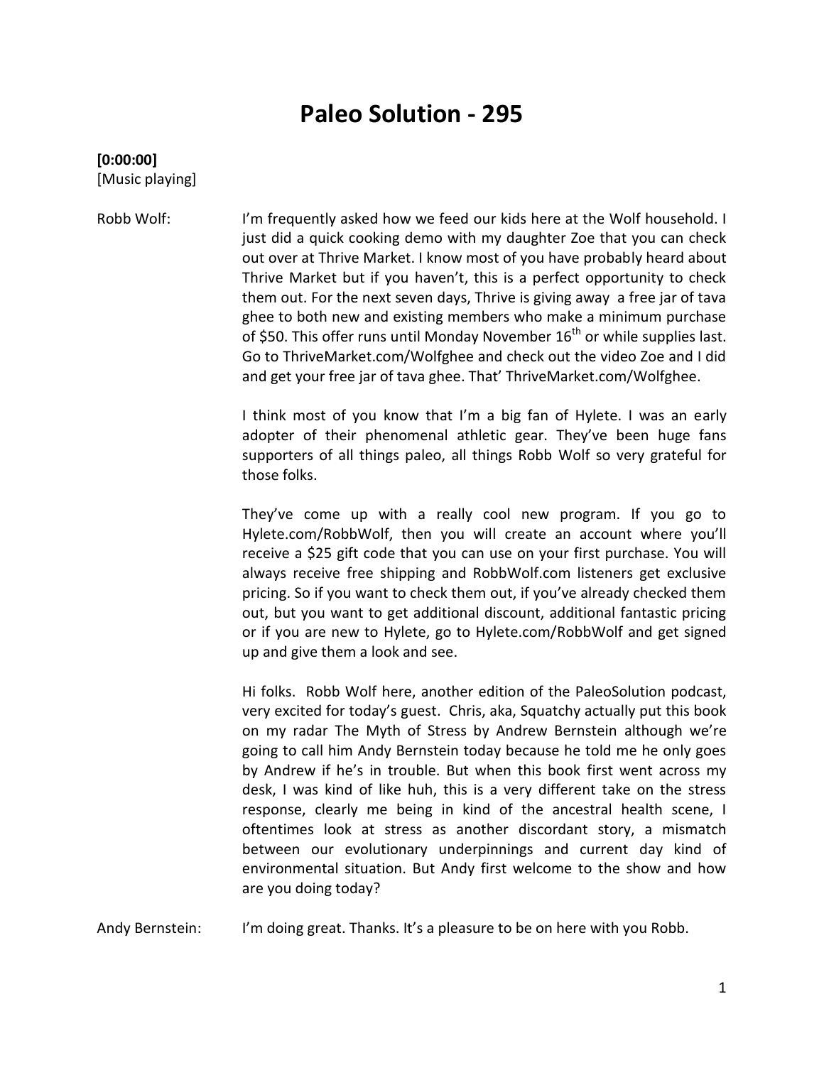# Paleo Solution - 295

**[0:00:00]**
[Music playing]

Robb Wolf: I'm frequently asked how we feed our kids here at the Wolf household. I just did a quick cooking demo with my daughter Zoe that you can check out over at Thrive Market. I know most of you have probably heard about Thrive Market but if you haven't, this is a perfect opportunity to check them out. For the next seven days, Thrive is giving away a free jar of tava ghee to both new and existing members who make a minimum purchase of $50. This offer runs until Monday November 16th or while supplies last. Go to ThriveMarket.com/Wolfghee and check out the video Zoe and I did and get your free jar of tava ghee. That' ThriveMarket.com/Wolfghee.

I think most of you know that I'm a big fan of Hylete. I was an early adopter of their phenomenal athletic gear. They've been huge fans supporters of all things paleo, all things Robb Wolf so very grateful for those folks.

They've come up with a really cool new program. If you go to Hylete.com/RobbWolf, then you will create an account where you'll receive a $25 gift code that you can use on your first purchase. You will always receive free shipping and RobbWolf.com listeners get exclusive pricing. So if you want to check them out, if you've already checked them out, but you want to get additional discount, additional fantastic pricing or if you are new to Hylete, go to Hylete.com/RobbWolf and get signed up and give them a look and see.

Hi folks. Robb Wolf here, another edition of the PaleoSolution podcast, very excited for today's guest. Chris, aka, Squatchy actually put this book on my radar The Myth of Stress by Andrew Bernstein although we're going to call him Andy Bernstein today because he told me he only goes by Andrew if he's in trouble. But when this book first went across my desk, I was kind of like huh, this is a very different take on the stress response, clearly me being in kind of the ancestral health scene, I oftentimes look at stress as another discordant story, a mismatch between our evolutionary underpinnings and current day kind of environmental situation. But Andy first welcome to the show and how are you doing today?

Andy Bernstein: I'm doing great. Thanks. It's a pleasure to be on here with you Robb.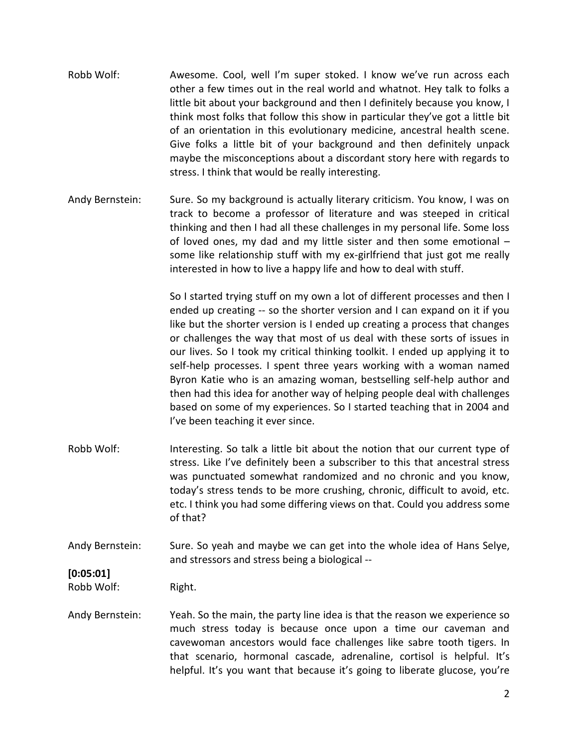Robb Wolf: Awesome. Cool, well I'm super stoked. I know we've run across each other a few times out in the real world and whatnot. Hey talk to folks a little bit about your background and then I definitely because you know, I think most folks that follow this show in particular they've got a little bit of an orientation in this evolutionary medicine, ancestral health scene. Give folks a little bit of your background and then definitely unpack maybe the misconceptions about a discordant story here with regards to stress. I think that would be really interesting.

Andy Bernstein: Sure. So my background is actually literary criticism. You know, I was on track to become a professor of literature and was steeped in critical thinking and then I had all these challenges in my personal life. Some loss of loved ones, my dad and my little sister and then some emotional – some like relationship stuff with my ex-girlfriend that just got me really interested in how to live a happy life and how to deal with stuff.

So I started trying stuff on my own a lot of different processes and then I ended up creating -- so the shorter version and I can expand on it if you like but the shorter version is I ended up creating a process that changes or challenges the way that most of us deal with these sorts of issues in our lives. So I took my critical thinking toolkit. I ended up applying it to self-help processes. I spent three years working with a woman named Byron Katie who is an amazing woman, bestselling self-help author and then had this idea for another way of helping people deal with challenges based on some of my experiences. So I started teaching that in 2004 and I've been teaching it ever since.

Robb Wolf: Interesting. So talk a little bit about the notion that our current type of stress. Like I've definitely been a subscriber to this that ancestral stress was punctuated somewhat randomized and no chronic and you know, today's stress tends to be more crushing, chronic, difficult to avoid, etc. etc. I think you had some differing views on that. Could you address some of that?

Andy Bernstein: Sure. So yeah and maybe we can get into the whole idea of Hans Selye, and stressors and stress being a biological --

**[0:05:01]**

Robb Wolf: Right.

Andy Bernstein: Yeah. So the main, the party line idea is that the reason we experience so much stress today is because once upon a time our caveman and cavewoman ancestors would face challenges like sabre tooth tigers. In that scenario, hormonal cascade, adrenaline, cortisol is helpful. It's helpful. It's you want that because it's going to liberate glucose, you're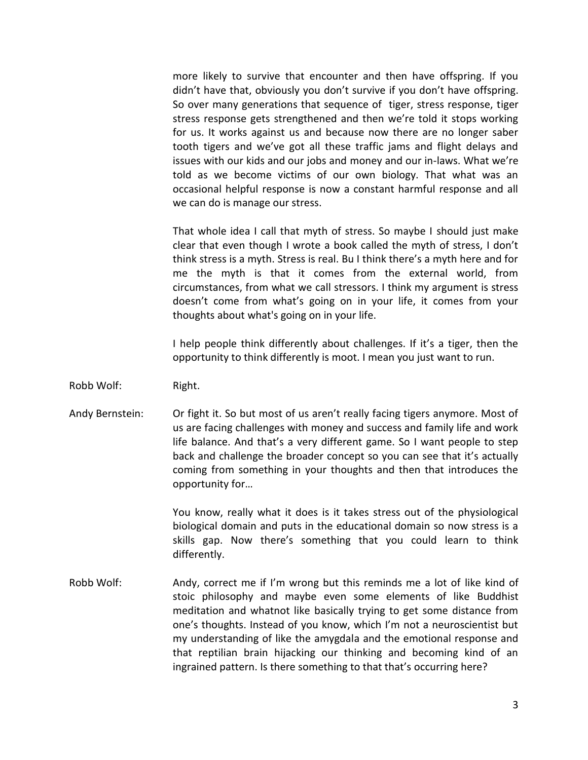more likely to survive that encounter and then have offspring. If you didn't have that, obviously you don't survive if you don't have offspring. So over many generations that sequence of tiger, stress response, tiger stress response gets strengthened and then we're told it stops working for us. It works against us and because now there are no longer saber tooth tigers and we've got all these traffic jams and flight delays and issues with our kids and our jobs and money and our in-laws. What we're told as we become victims of our own biology. That what was an occasional helpful response is now a constant harmful response and all we can do is manage our stress.

That whole idea I call that myth of stress. So maybe I should just make clear that even though I wrote a book called the myth of stress, I don't think stress is a myth. Stress is real. Bu I think there's a myth here and for me the myth is that it comes from the external world, from circumstances, from what we call stressors. I think my argument is stress doesn't come from what's going on in your life, it comes from your thoughts about what's going on in your life.

I help people think differently about challenges. If it's a tiger, then the opportunity to think differently is moot. I mean you just want to run.

Robb Wolf: Right.

Andy Bernstein: Or fight it. So but most of us aren't really facing tigers anymore. Most of us are facing challenges with money and success and family life and work life balance. And that's a very different game. So I want people to step back and challenge the broader concept so you can see that it's actually coming from something in your thoughts and then that introduces the opportunity for…

You know, really what it does is it takes stress out of the physiological biological domain and puts in the educational domain so now stress is a skills gap. Now there's something that you could learn to think differently.

Robb Wolf: Andy, correct me if I'm wrong but this reminds me a lot of like kind of stoic philosophy and maybe even some elements of like Buddhist meditation and whatnot like basically trying to get some distance from one's thoughts. Instead of you know, which I'm not a neuroscientist but my understanding of like the amygdala and the emotional response and that reptilian brain hijacking our thinking and becoming kind of an ingrained pattern. Is there something to that that's occurring here?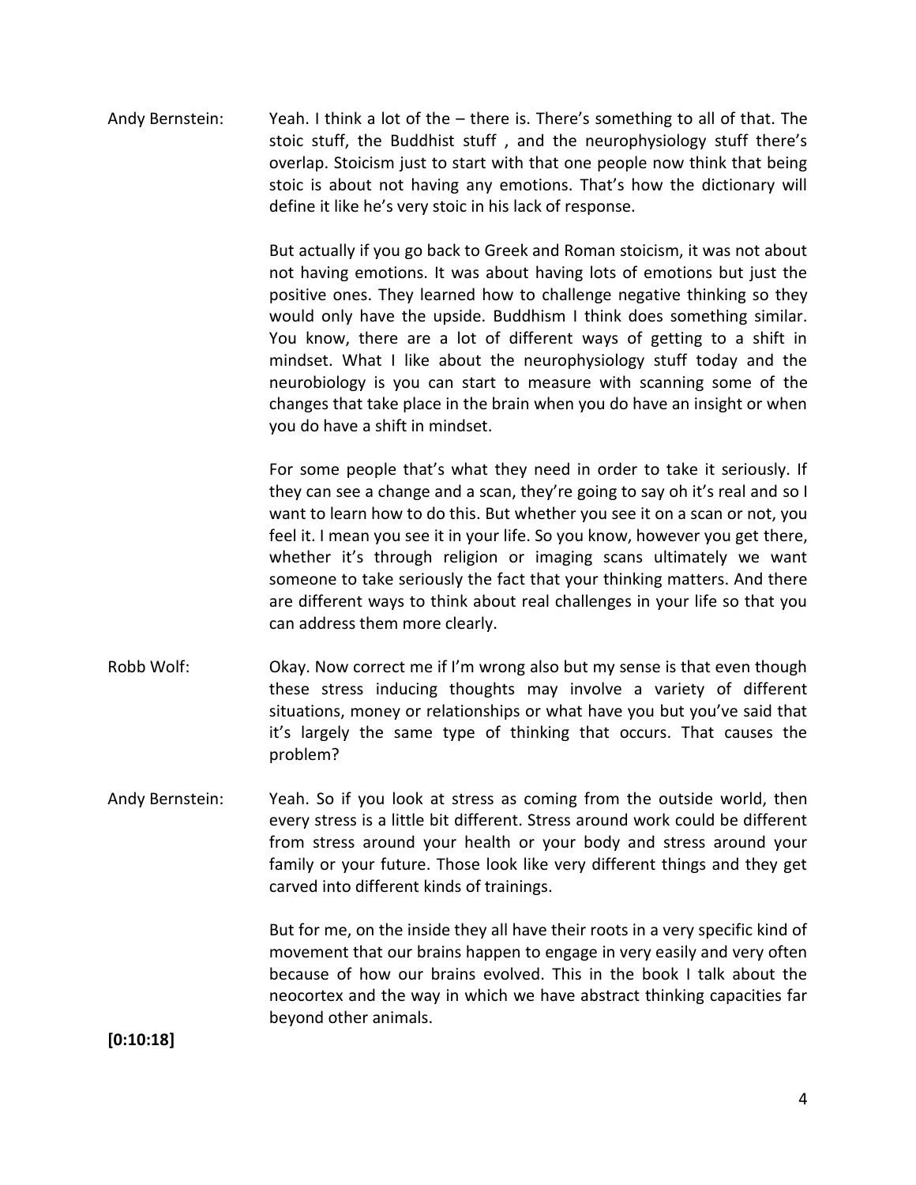Andy Bernstein: Yeah. I think a lot of the – there is. There's something to all of that. The stoic stuff, the Buddhist stuff , and the neurophysiology stuff there's overlap. Stoicism just to start with that one people now think that being stoic is about not having any emotions. That's how the dictionary will define it like he's very stoic in his lack of response.

But actually if you go back to Greek and Roman stoicism, it was not about not having emotions. It was about having lots of emotions but just the positive ones. They learned how to challenge negative thinking so they would only have the upside. Buddhism I think does something similar. You know, there are a lot of different ways of getting to a shift in mindset. What I like about the neurophysiology stuff today and the neurobiology is you can start to measure with scanning some of the changes that take place in the brain when you do have an insight or when you do have a shift in mindset.

For some people that's what they need in order to take it seriously. If they can see a change and a scan, they're going to say oh it's real and so I want to learn how to do this. But whether you see it on a scan or not, you feel it. I mean you see it in your life. So you know, however you get there, whether it's through religion or imaging scans ultimately we want someone to take seriously the fact that your thinking matters. And there are different ways to think about real challenges in your life so that you can address them more clearly.

Robb Wolf: Okay. Now correct me if I'm wrong also but my sense is that even though these stress inducing thoughts may involve a variety of different situations, money or relationships or what have you but you've said that it's largely the same type of thinking that occurs. That causes the problem?

Andy Bernstein: Yeah. So if you look at stress as coming from the outside world, then every stress is a little bit different. Stress around work could be different from stress around your health or your body and stress around your family or your future. Those look like very different things and they get carved into different kinds of trainings.

But for me, on the inside they all have their roots in a very specific kind of movement that our brains happen to engage in very easily and very often because of how our brains evolved. This in the book I talk about the neocortex and the way in which we have abstract thinking capacities far beyond other animals.

**[0:10:18]**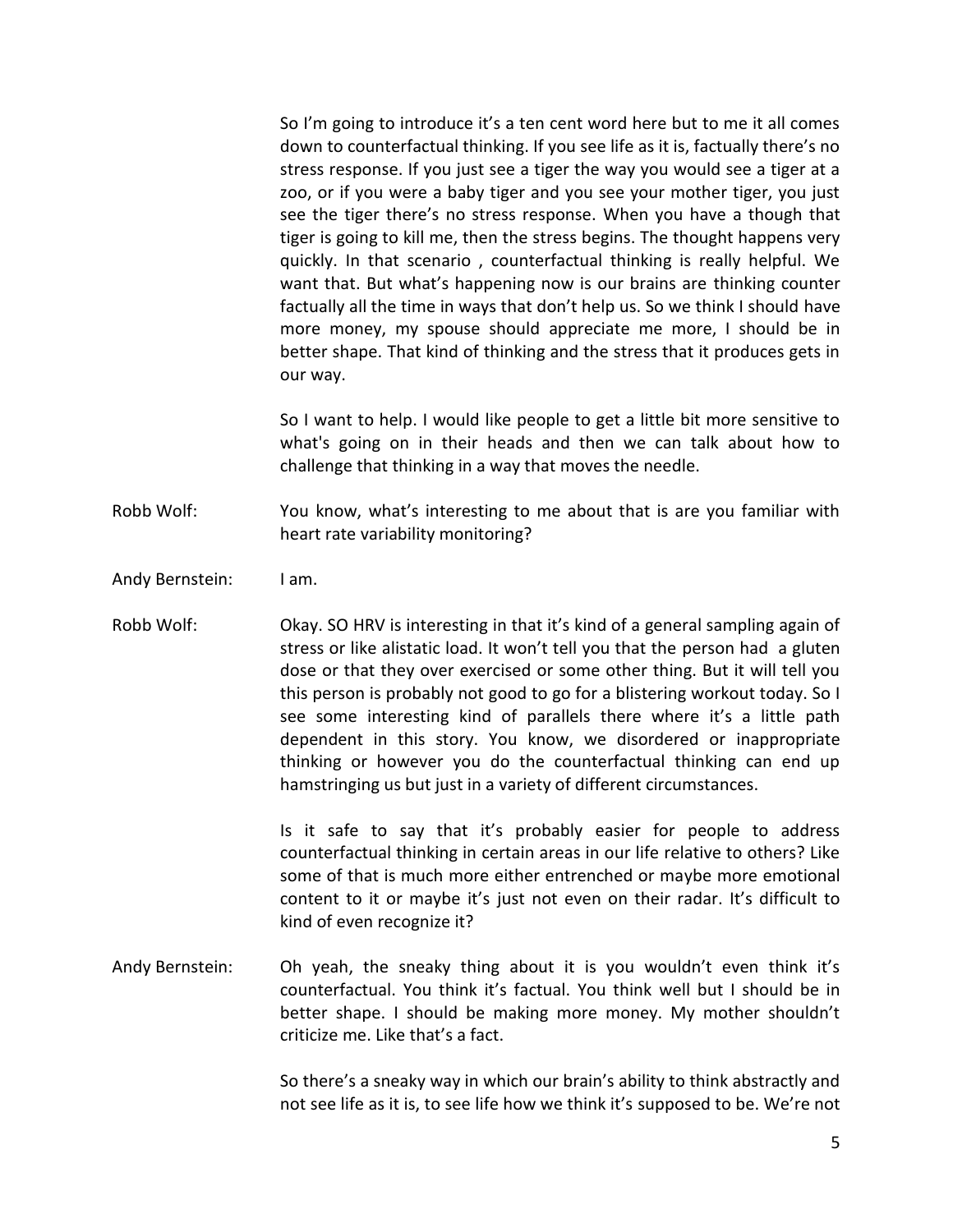So I'm going to introduce it's a ten cent word here but to me it all comes down to counterfactual thinking. If you see life as it is, factually there's no stress response. If you just see a tiger the way you would see a tiger at a zoo, or if you were a baby tiger and you see your mother tiger, you just see the tiger there's no stress response. When you have a though that tiger is going to kill me, then the stress begins. The thought happens very quickly. In that scenario , counterfactual thinking is really helpful. We want that. But what's happening now is our brains are thinking counter factually all the time in ways that don't help us. So we think I should have more money, my spouse should appreciate me more, I should be in better shape. That kind of thinking and the stress that it produces gets in our way.

So I want to help. I would like people to get a little bit more sensitive to what's going on in their heads and then we can talk about how to challenge that thinking in a way that moves the needle.

Robb Wolf: You know, what's interesting to me about that is are you familiar with heart rate variability monitoring?

Andy Bernstein: I am.

Robb Wolf: Okay. SO HRV is interesting in that it's kind of a general sampling again of stress or like alistatic load. It won't tell you that the person had a gluten dose or that they over exercised or some other thing. But it will tell you this person is probably not good to go for a blistering workout today. So I see some interesting kind of parallels there where it's a little path dependent in this story. You know, we disordered or inappropriate thinking or however you do the counterfactual thinking can end up hamstringing us but just in a variety of different circumstances.

Is it safe to say that it's probably easier for people to address counterfactual thinking in certain areas in our life relative to others? Like some of that is much more either entrenched or maybe more emotional content to it or maybe it's just not even on their radar. It's difficult to kind of even recognize it?

Andy Bernstein: Oh yeah, the sneaky thing about it is you wouldn't even think it's counterfactual. You think it's factual. You think well but I should be in better shape. I should be making more money. My mother shouldn't criticize me. Like that's a fact.

So there's a sneaky way in which our brain's ability to think abstractly and not see life as it is, to see life how we think it's supposed to be. We're not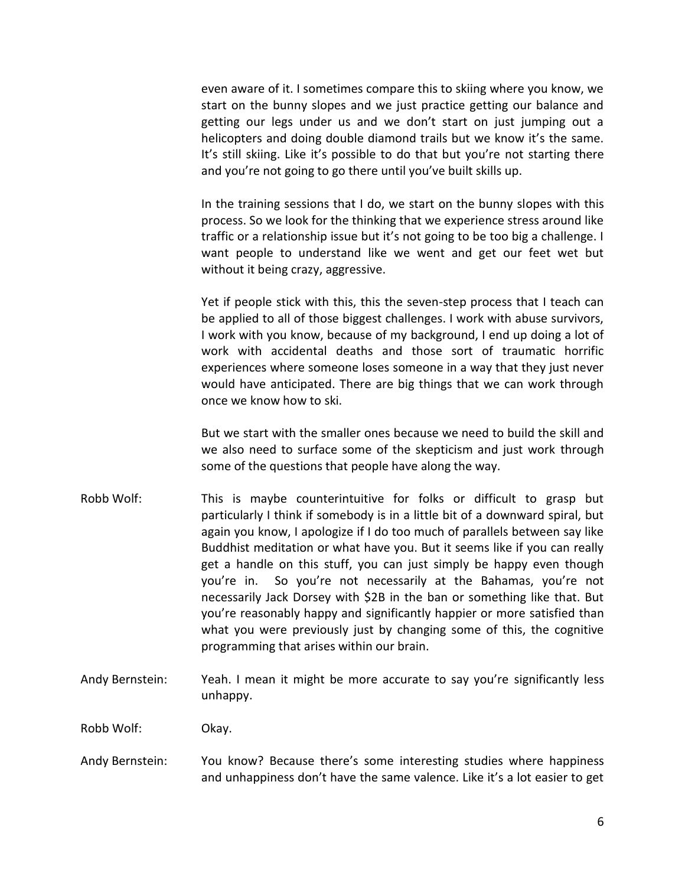even aware of it. I sometimes compare this to skiing where you know, we start on the bunny slopes and we just practice getting our balance and getting our legs under us and we don't start on just jumping out a helicopters and doing double diamond trails but we know it's the same. It's still skiing. Like it's possible to do that but you're not starting there and you're not going to go there until you've built skills up.

In the training sessions that I do, we start on the bunny slopes with this process. So we look for the thinking that we experience stress around like traffic or a relationship issue but it's not going to be too big a challenge. I want people to understand like we went and get our feet wet but without it being crazy, aggressive.

Yet if people stick with this, this the seven-step process that I teach can be applied to all of those biggest challenges. I work with abuse survivors, I work with you know, because of my background, I end up doing a lot of work with accidental deaths and those sort of traumatic horrific experiences where someone loses someone in a way that they just never would have anticipated. There are big things that we can work through once we know how to ski.

But we start with the smaller ones because we need to build the skill and we also need to surface some of the skepticism and just work through some of the questions that people have along the way.

**Robb Wolf:** This is maybe counterintuitive for folks or difficult to grasp but particularly I think if somebody is in a little bit of a downward spiral, but again you know, I apologize if I do too much of parallels between say like Buddhist meditation or what have you. But it seems like if you can really get a handle on this stuff, you can just simply be happy even though you're in. So you're not necessarily at the Bahamas, you're not necessarily Jack Dorsey with $2B in the ban or something like that. But you're reasonably happy and significantly happier or more satisfied than what you were previously just by changing some of this, the cognitive programming that arises within our brain.

**Andy Bernstein:** Yeah. I mean it might be more accurate to say you're significantly less unhappy.

**Robb Wolf:** Okay.

**Andy Bernstein:** You know? Because there's some interesting studies where happiness and unhappiness don't have the same valence. Like it's a lot easier to get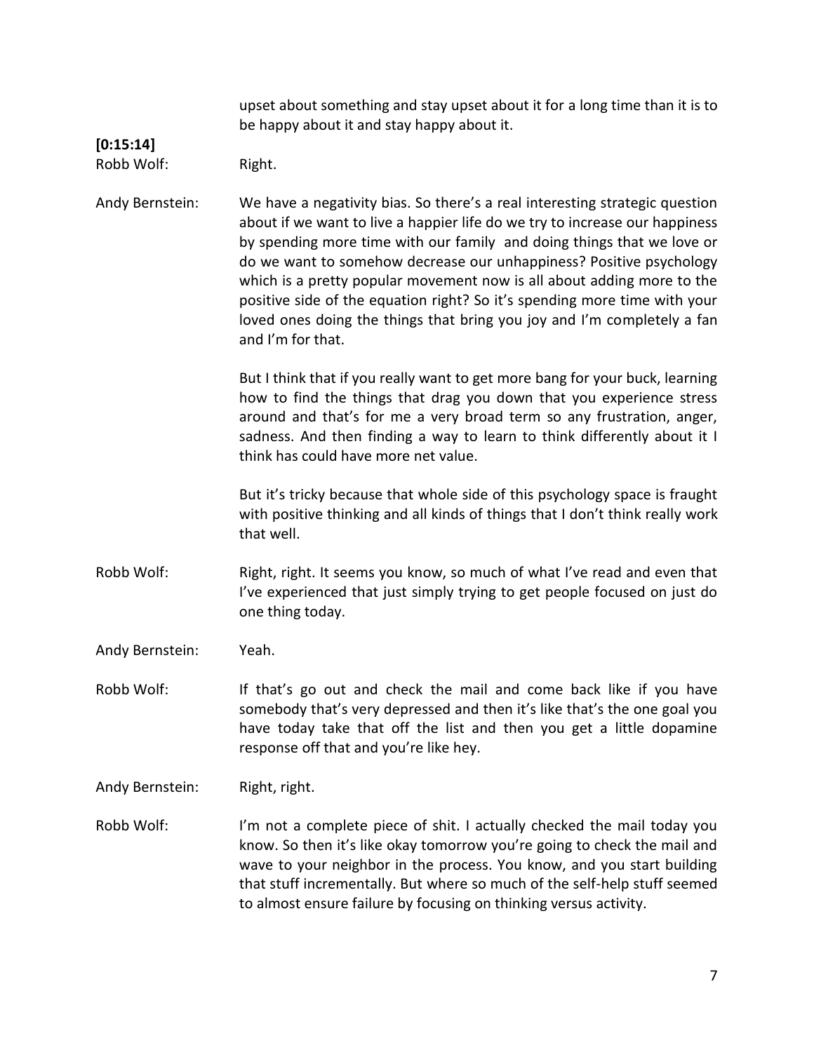upset about something and stay upset about it for a long time than it is to be happy about it and stay happy about it.

**[0:15:14]**

Robb Wolf: Right.

Andy Bernstein: We have a negativity bias. So there's a real interesting strategic question about if we want to live a happier life do we try to increase our happiness by spending more time with our family and doing things that we love or do we want to somehow decrease our unhappiness? Positive psychology which is a pretty popular movement now is all about adding more to the positive side of the equation right? So it's spending more time with your loved ones doing the things that bring you joy and I'm completely a fan and I'm for that.

But I think that if you really want to get more bang for your buck, learning how to find the things that drag you down that you experience stress around and that's for me a very broad term so any frustration, anger, sadness. And then finding a way to learn to think differently about it I think has could have more net value.

But it's tricky because that whole side of this psychology space is fraught with positive thinking and all kinds of things that I don't think really work that well.

Robb Wolf: Right, right. It seems you know, so much of what I've read and even that I've experienced that just simply trying to get people focused on just do one thing today.

Andy Bernstein: Yeah.

Robb Wolf: If that's go out and check the mail and come back like if you have somebody that's very depressed and then it's like that's the one goal you have today take that off the list and then you get a little dopamine response off that and you're like hey.

Andy Bernstein: Right, right.

Robb Wolf: I'm not a complete piece of shit. I actually checked the mail today you know. So then it's like okay tomorrow you're going to check the mail and wave to your neighbor in the process. You know, and you start building that stuff incrementally. But where so much of the self-help stuff seemed to almost ensure failure by focusing on thinking versus activity.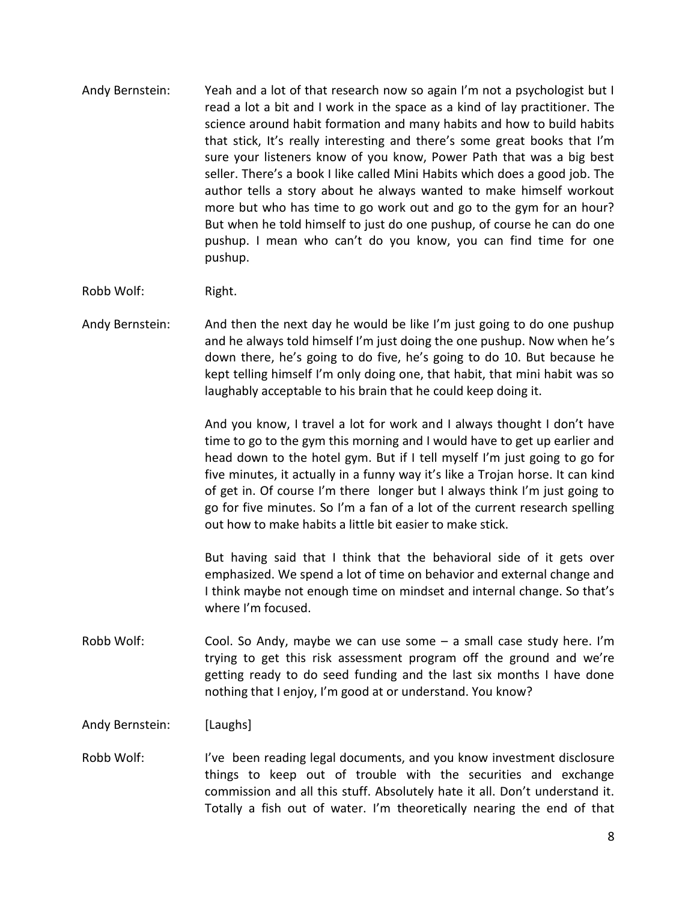Andy Bernstein: Yeah and a lot of that research now so again I'm not a psychologist but I read a lot a bit and I work in the space as a kind of lay practitioner. The science around habit formation and many habits and how to build habits that stick, It's really interesting and there's some great books that I'm sure your listeners know of you know, Power Path that was a big best seller. There's a book I like called Mini Habits which does a good job. The author tells a story about he always wanted to make himself workout more but who has time to go work out and go to the gym for an hour? But when he told himself to just do one pushup, of course he can do one pushup. I mean who can't do you know, you can find time for one pushup.

Robb Wolf: Right.

Andy Bernstein: And then the next day he would be like I'm just going to do one pushup and he always told himself I'm just doing the one pushup. Now when he's down there, he's going to do five, he's going to do 10. But because he kept telling himself I'm only doing one, that habit, that mini habit was so laughably acceptable to his brain that he could keep doing it.

And you know, I travel a lot for work and I always thought I don't have time to go to the gym this morning and I would have to get up earlier and head down to the hotel gym. But if I tell myself I'm just going to go for five minutes, it actually in a funny way it's like a Trojan horse. It can kind of get in. Of course I'm there longer but I always think I'm just going to go for five minutes. So I'm a fan of a lot of the current research spelling out how to make habits a little bit easier to make stick.

But having said that I think that the behavioral side of it gets over emphasized. We spend a lot of time on behavior and external change and I think maybe not enough time on mindset and internal change. So that's where I'm focused.

Robb Wolf: Cool. So Andy, maybe we can use some – a small case study here. I'm trying to get this risk assessment program off the ground and we're getting ready to do seed funding and the last six months I have done nothing that I enjoy, I'm good at or understand. You know?

Andy Bernstein: [Laughs]

Robb Wolf: I've been reading legal documents, and you know investment disclosure things to keep out of trouble with the securities and exchange commission and all this stuff. Absolutely hate it all. Don't understand it. Totally a fish out of water. I'm theoretically nearing the end of that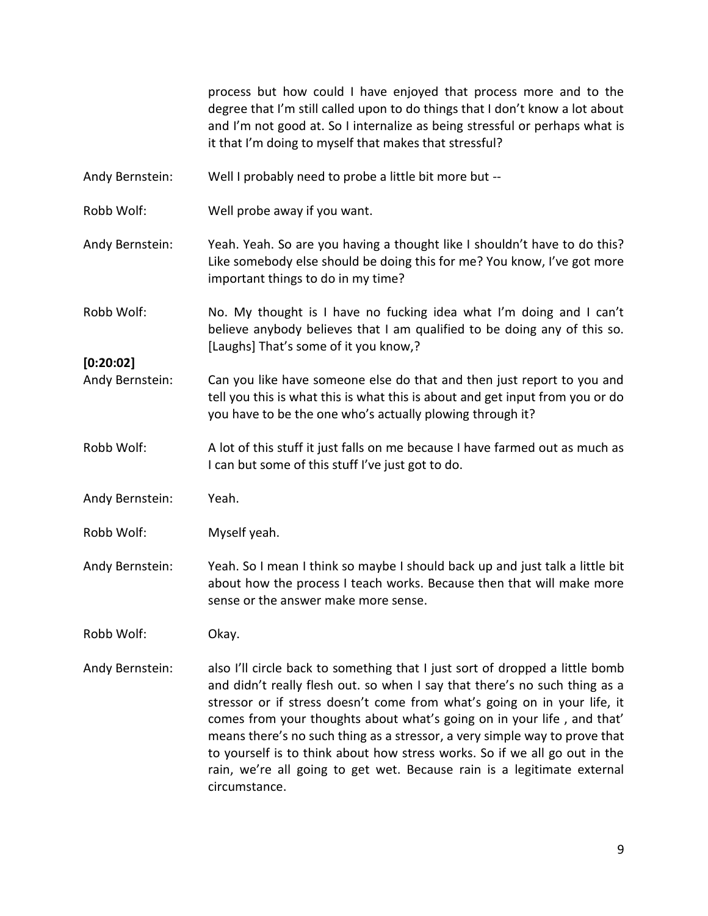process but how could I have enjoyed that process more and to the degree that I'm still called upon to do things that I don't know a lot about and I'm not good at. So I internalize as being stressful or perhaps what is it that I'm doing to myself that makes that stressful?

Andy Bernstein: Well I probably need to probe a little bit more but --

Robb Wolf: Well probe away if you want.

Andy Bernstein: Yeah. Yeah. So are you having a thought like I shouldn't have to do this? Like somebody else should be doing this for me? You know, I've got more important things to do in my time?

Robb Wolf: No. My thought is I have no fucking idea what I'm doing and I can't believe anybody believes that I am qualified to be doing any of this so. [Laughs] That's some of it you know,?

**[0:20:02]**

Andy Bernstein: Can you like have someone else do that and then just report to you and tell you this is what this is what this is about and get input from you or do you have to be the one who's actually plowing through it?

Robb Wolf: A lot of this stuff it just falls on me because I have farmed out as much as I can but some of this stuff I've just got to do.

Andy Bernstein: Yeah.

Robb Wolf: Myself yeah.

Andy Bernstein: Yeah. So I mean I think so maybe I should back up and just talk a little bit about how the process I teach works. Because then that will make more sense or the answer make more sense.

Robb Wolf: Okay.

Andy Bernstein: also I'll circle back to something that I just sort of dropped a little bomb and didn't really flesh out. so when I say that there's no such thing as a stressor or if stress doesn't come from what's going on in your life, it comes from your thoughts about what's going on in your life , and that' means there's no such thing as a stressor, a very simple way to prove that to yourself is to think about how stress works. So if we all go out in the rain, we're all going to get wet. Because rain is a legitimate external circumstance.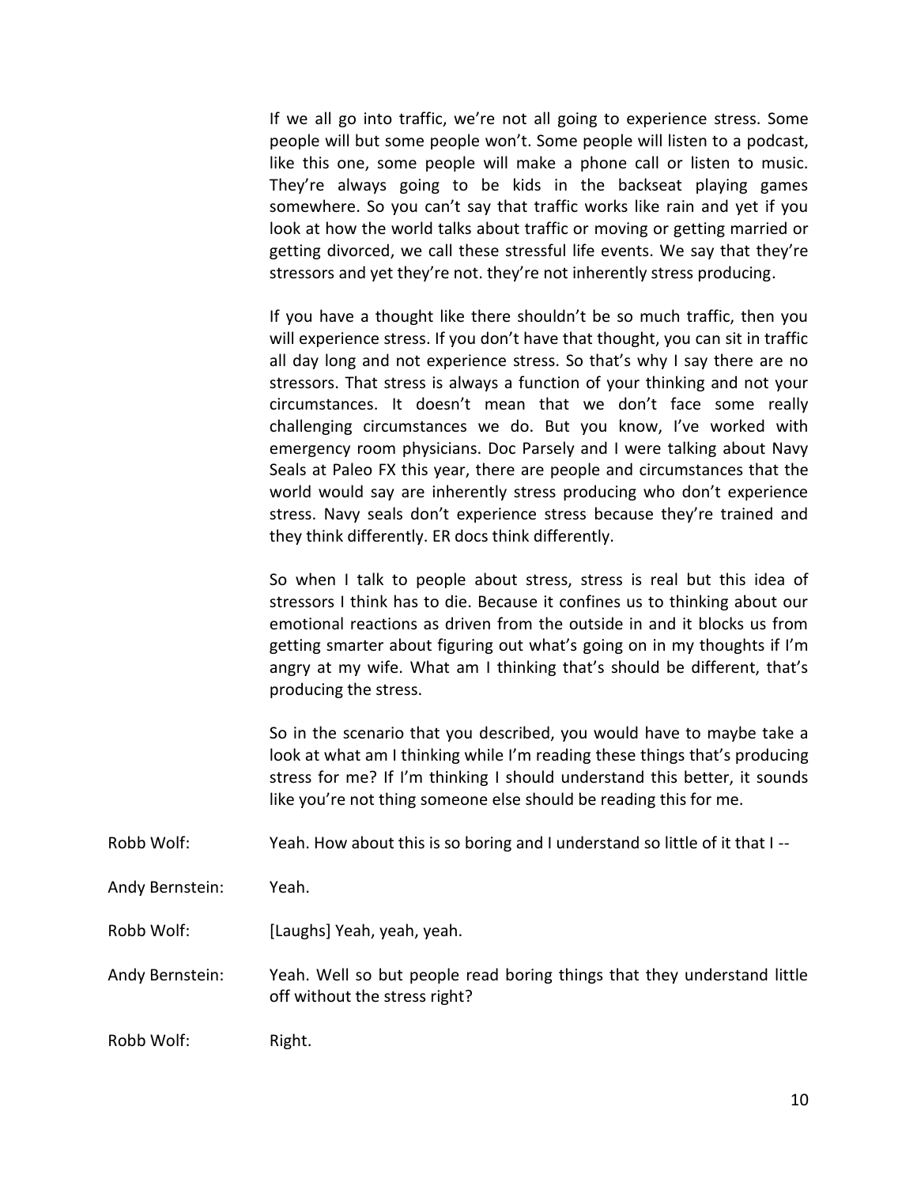If we all go into traffic, we're not all going to experience stress. Some people will but some people won't. Some people will listen to a podcast, like this one, some people will make a phone call or listen to music. They're always going to be kids in the backseat playing games somewhere. So you can't say that traffic works like rain and yet if you look at how the world talks about traffic or moving or getting married or getting divorced, we call these stressful life events. We say that they're stressors and yet they're not. they're not inherently stress producing.

If you have a thought like there shouldn't be so much traffic, then you will experience stress. If you don't have that thought, you can sit in traffic all day long and not experience stress. So that's why I say there are no stressors. That stress is always a function of your thinking and not your circumstances. It doesn't mean that we don't face some really challenging circumstances we do. But you know, I've worked with emergency room physicians. Doc Parsely and I were talking about Navy Seals at Paleo FX this year, there are people and circumstances that the world would say are inherently stress producing who don't experience stress. Navy seals don't experience stress because they're trained and they think differently. ER docs think differently.

So when I talk to people about stress, stress is real but this idea of stressors I think has to die. Because it confines us to thinking about our emotional reactions as driven from the outside in and it blocks us from getting smarter about figuring out what's going on in my thoughts if I'm angry at my wife. What am I thinking that's should be different, that's producing the stress.

So in the scenario that you described, you would have to maybe take a look at what am I thinking while I'm reading these things that's producing stress for me? If I'm thinking I should understand this better, it sounds like you're not thing someone else should be reading this for me.

Robb Wolf: Yeah. How about this is so boring and I understand so little of it that I --

Andy Bernstein: Yeah.

Robb Wolf: [Laughs] Yeah, yeah, yeah.

Andy Bernstein: Yeah. Well so but people read boring things that they understand little off without the stress right?

Robb Wolf: Right.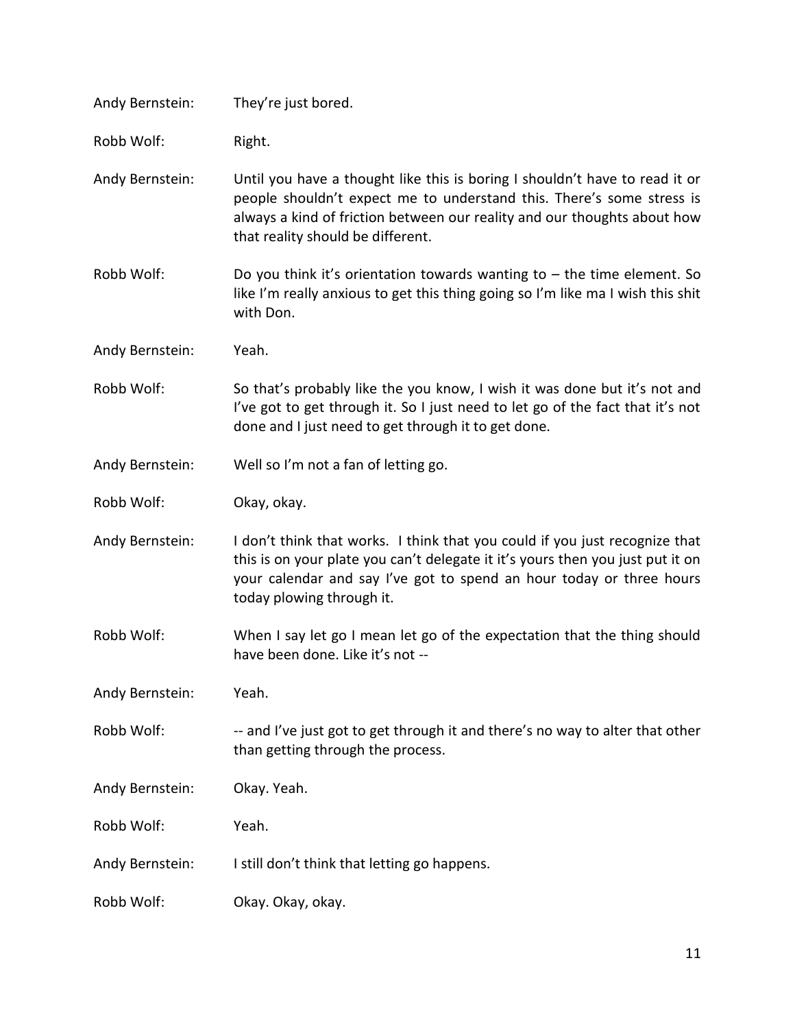Andy Bernstein: They're just bored.

Robb Wolf: Right.

Andy Bernstein: Until you have a thought like this is boring I shouldn't have to read it or people shouldn't expect me to understand this. There's some stress is always a kind of friction between our reality and our thoughts about how that reality should be different.

Robb Wolf: Do you think it's orientation towards wanting to – the time element. So like I'm really anxious to get this thing going so I'm like ma I wish this shit with Don.

Andy Bernstein: Yeah.

Robb Wolf: So that's probably like the you know, I wish it was done but it's not and I've got to get through it. So I just need to let go of the fact that it's not done and I just need to get through it to get done.

Andy Bernstein: Well so I'm not a fan of letting go.

Robb Wolf: Okay, okay.

Andy Bernstein: I don't think that works. I think that you could if you just recognize that this is on your plate you can't delegate it it's yours then you just put it on your calendar and say I've got to spend an hour today or three hours today plowing through it.

Robb Wolf: When I say let go I mean let go of the expectation that the thing should have been done. Like it's not --

Andy Bernstein: Yeah.

Robb Wolf: -- and I've just got to get through it and there's no way to alter that other than getting through the process.

Andy Bernstein: Okay. Yeah.

Robb Wolf: Yeah.

Andy Bernstein: I still don't think that letting go happens.

Robb Wolf: Okay. Okay, okay.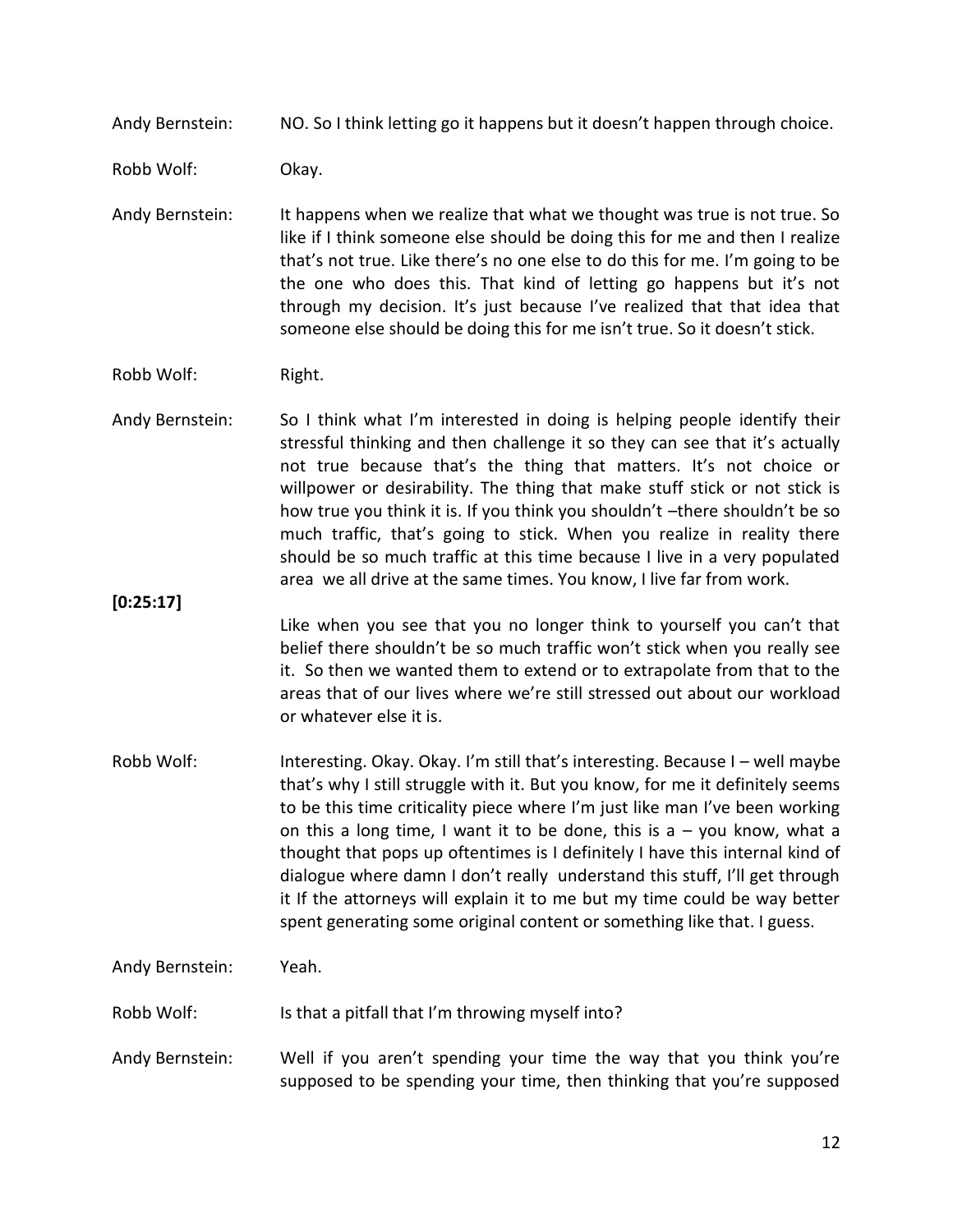Andy Bernstein: NO. So I think letting go it happens but it doesn't happen through choice.

Robb Wolf: Okay.

Andy Bernstein: It happens when we realize that what we thought was true is not true. So like if I think someone else should be doing this for me and then I realize that's not true. Like there's no one else to do this for me. I'm going to be the one who does this. That kind of letting go happens but it's not through my decision. It's just because I've realized that that idea that someone else should be doing this for me isn't true. So it doesn't stick.

Robb Wolf: Right.

Andy Bernstein: So I think what I'm interested in doing is helping people identify their stressful thinking and then challenge it so they can see that it's actually not true because that's the thing that matters. It's not choice or willpower or desirability. The thing that make stuff stick or not stick is how true you think it is. If you think you shouldn't –there shouldn't be so much traffic, that's going to stick. When you realize in reality there should be so much traffic at this time because I live in a very populated area we all drive at the same times. You know, I live far from work.

**[0:25:17]**

Like when you see that you no longer think to yourself you can't that belief there shouldn't be so much traffic won't stick when you really see it. So then we wanted them to extend or to extrapolate from that to the areas that of our lives where we're still stressed out about our workload or whatever else it is.

Robb Wolf: Interesting. Okay. Okay. I'm still that's interesting. Because I – well maybe that's why I still struggle with it. But you know, for me it definitely seems to be this time criticality piece where I'm just like man I've been working on this a long time, I want it to be done, this is a – you know, what a thought that pops up oftentimes is I definitely I have this internal kind of dialogue where damn I don't really understand this stuff, I'll get through it If the attorneys will explain it to me but my time could be way better spent generating some original content or something like that. I guess.

Andy Bernstein: Yeah.

Robb Wolf: Is that a pitfall that I'm throwing myself into?

Andy Bernstein: Well if you aren't spending your time the way that you think you're supposed to be spending your time, then thinking that you're supposed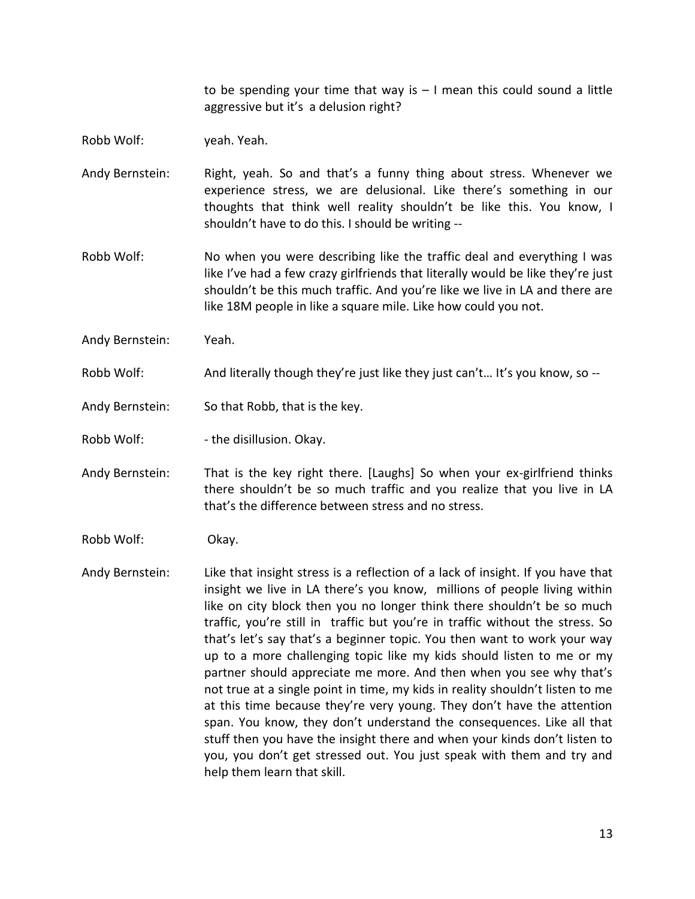to be spending your time that way is – I mean this could sound a little aggressive but it's a delusion right?

Robb Wolf: yeah. Yeah.

Andy Bernstein: Right, yeah. So and that's a funny thing about stress. Whenever we experience stress, we are delusional. Like there's something in our thoughts that think well reality shouldn't be like this. You know, I shouldn't have to do this. I should be writing --

Robb Wolf: No when you were describing like the traffic deal and everything I was like I've had a few crazy girlfriends that literally would be like they're just shouldn't be this much traffic. And you're like we live in LA and there are like 18M people in like a square mile. Like how could you not.

Andy Bernstein: Yeah.

Robb Wolf: And literally though they're just like they just can't… It's you know, so --

Andy Bernstein: So that Robb, that is the key.

Robb Wolf: - the disillusion. Okay.

Andy Bernstein: That is the key right there. [Laughs] So when your ex-girlfriend thinks there shouldn't be so much traffic and you realize that you live in LA that's the difference between stress and no stress.

Robb Wolf: Okay.

Andy Bernstein: Like that insight stress is a reflection of a lack of insight. If you have that insight we live in LA there's you know, millions of people living within like on city block then you no longer think there shouldn't be so much traffic, you're still in traffic but you're in traffic without the stress. So that's let's say that's a beginner topic. You then want to work your way up to a more challenging topic like my kids should listen to me or my partner should appreciate me more. And then when you see why that's not true at a single point in time, my kids in reality shouldn't listen to me at this time because they're very young. They don't have the attention span. You know, they don't understand the consequences. Like all that stuff then you have the insight there and when your kinds don't listen to you, you don't get stressed out. You just speak with them and try and help them learn that skill.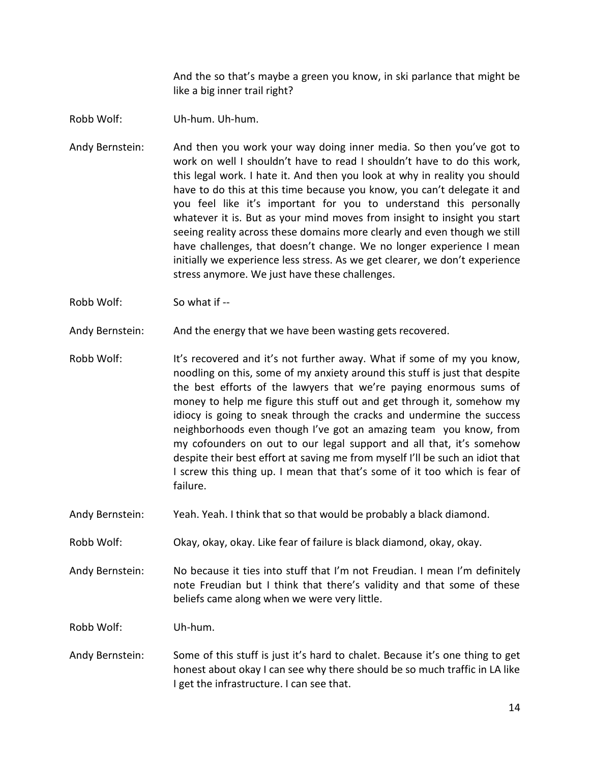And the so that's maybe a green you know, in ski parlance that might be like a big inner trail right?

Robb Wolf: Uh-hum. Uh-hum.

Andy Bernstein: And then you work your way doing inner media. So then you've got to work on well I shouldn't have to read I shouldn't have to do this work, this legal work. I hate it. And then you look at why in reality you should have to do this at this time because you know, you can't delegate it and you feel like it's important for you to understand this personally whatever it is. But as your mind moves from insight to insight you start seeing reality across these domains more clearly and even though we still have challenges, that doesn't change. We no longer experience I mean initially we experience less stress. As we get clearer, we don't experience stress anymore. We just have these challenges.

Robb Wolf: So what if --

Andy Bernstein: And the energy that we have been wasting gets recovered.

Robb Wolf: It's recovered and it's not further away. What if some of my you know, noodling on this, some of my anxiety around this stuff is just that despite the best efforts of the lawyers that we're paying enormous sums of money to help me figure this stuff out and get through it, somehow my idiocy is going to sneak through the cracks and undermine the success neighborhoods even though I've got an amazing team you know, from my cofounders on out to our legal support and all that, it's somehow despite their best effort at saving me from myself I'll be such an idiot that I screw this thing up. I mean that that's some of it too which is fear of failure.

Andy Bernstein: Yeah. Yeah. I think that so that would be probably a black diamond.

Robb Wolf: Okay, okay, okay. Like fear of failure is black diamond, okay, okay.

Andy Bernstein: No because it ties into stuff that I'm not Freudian. I mean I'm definitely note Freudian but I think that there's validity and that some of these beliefs came along when we were very little.

Robb Wolf: Uh-hum.

Andy Bernstein: Some of this stuff is just it's hard to chalet. Because it's one thing to get honest about okay I can see why there should be so much traffic in LA like I get the infrastructure. I can see that.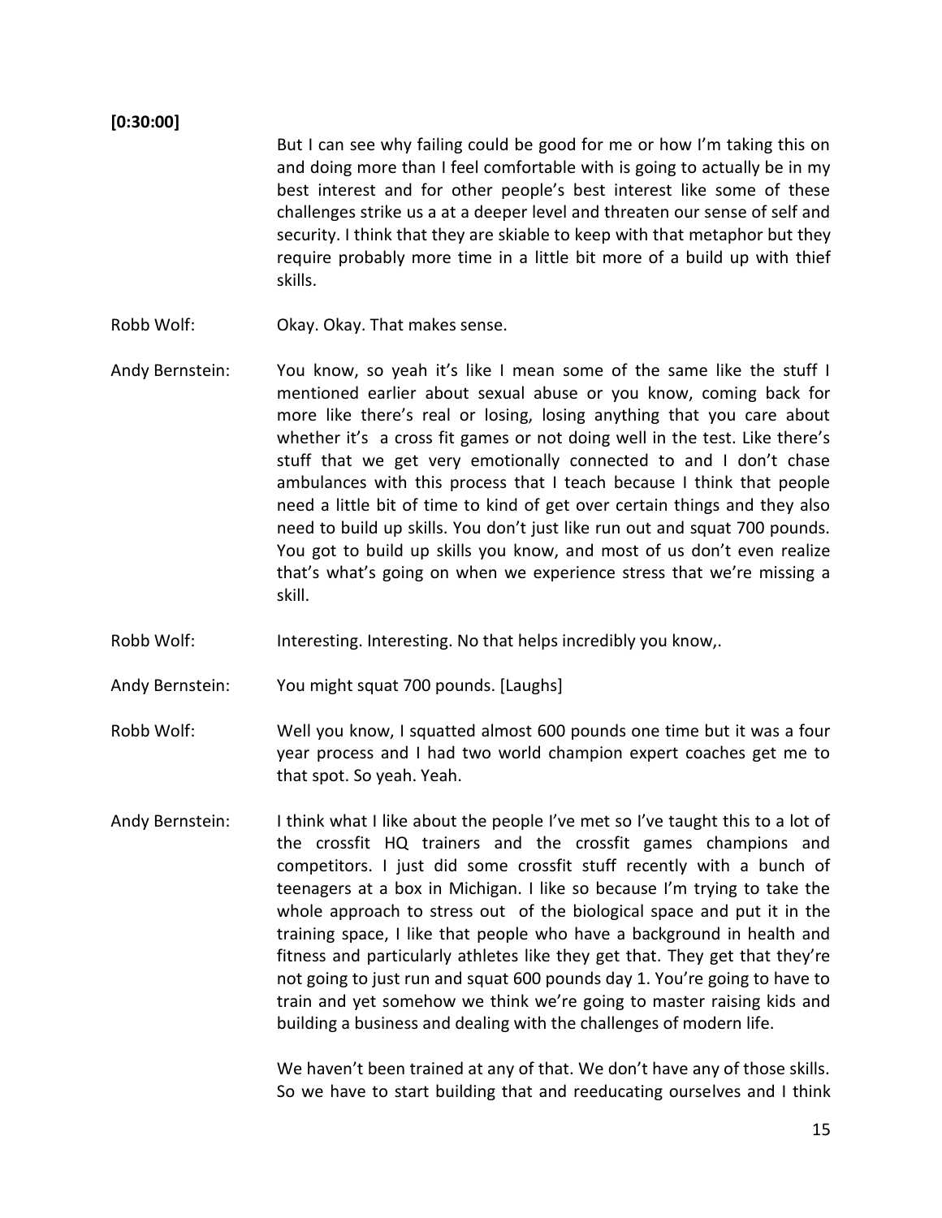**[0:30:00]**

But I can see why failing could be good for me or how I'm taking this on and doing more than I feel comfortable with is going to actually be in my best interest and for other people's best interest like some of these challenges strike us a at a deeper level and threaten our sense of self and security. I think that they are skiable to keep with that metaphor but they require probably more time in a little bit more of a build up with thief skills.

Robb Wolf: Okay. Okay. That makes sense.

Andy Bernstein: You know, so yeah it's like I mean some of the same like the stuff I mentioned earlier about sexual abuse or you know, coming back for more like there's real or losing, losing anything that you care about whether it's a cross fit games or not doing well in the test. Like there's stuff that we get very emotionally connected to and I don't chase ambulances with this process that I teach because I think that people need a little bit of time to kind of get over certain things and they also need to build up skills. You don't just like run out and squat 700 pounds. You got to build up skills you know, and most of us don't even realize that's what's going on when we experience stress that we're missing a skill.

Robb Wolf: Interesting. Interesting. No that helps incredibly you know,.

Andy Bernstein: You might squat 700 pounds. [Laughs]

Robb Wolf: Well you know, I squatted almost 600 pounds one time but it was a four year process and I had two world champion expert coaches get me to that spot. So yeah. Yeah.

Andy Bernstein: I think what I like about the people I've met so I've taught this to a lot of the crossfit HQ trainers and the crossfit games champions and competitors. I just did some crossfit stuff recently with a bunch of teenagers at a box in Michigan. I like so because I'm trying to take the whole approach to stress out of the biological space and put it in the training space, I like that people who have a background in health and fitness and particularly athletes like they get that. They get that they're not going to just run and squat 600 pounds day 1. You're going to have to train and yet somehow we think we're going to master raising kids and building a business and dealing with the challenges of modern life.

We haven't been trained at any of that. We don't have any of those skills. So we have to start building that and reeducating ourselves and I think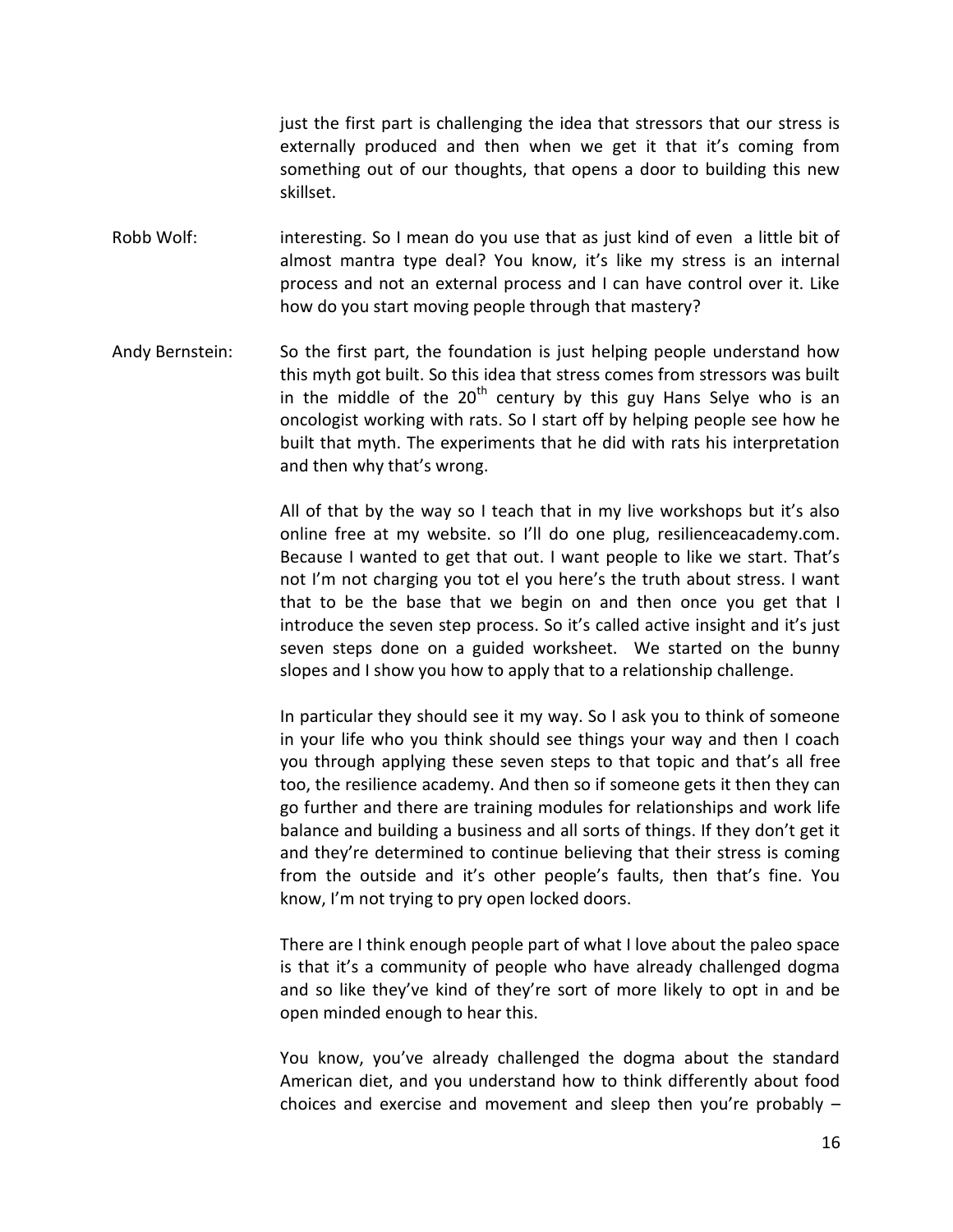just the first part is challenging the idea that stressors that our stress is externally produced and then when we get it that it's coming from something out of our thoughts, that opens a door to building this new skillset.

Robb Wolf: interesting. So I mean do you use that as just kind of even a little bit of almost mantra type deal? You know, it's like my stress is an internal process and not an external process and I can have control over it. Like how do you start moving people through that mastery?

Andy Bernstein: So the first part, the foundation is just helping people understand how this myth got built. So this idea that stress comes from stressors was built in the middle of the 20th century by this guy Hans Selye who is an oncologist working with rats. So I start off by helping people see how he built that myth. The experiments that he did with rats his interpretation and then why that's wrong.

All of that by the way so I teach that in my live workshops but it's also online free at my website. so I'll do one plug, resilienceacademy.com. Because I wanted to get that out. I want people to like we start. That's not I'm not charging you tot el you here's the truth about stress. I want that to be the base that we begin on and then once you get that I introduce the seven step process. So it's called active insight and it's just seven steps done on a guided worksheet. We started on the bunny slopes and I show you how to apply that to a relationship challenge.

In particular they should see it my way. So I ask you to think of someone in your life who you think should see things your way and then I coach you through applying these seven steps to that topic and that's all free too, the resilience academy. And then so if someone gets it then they can go further and there are training modules for relationships and work life balance and building a business and all sorts of things. If they don't get it and they're determined to continue believing that their stress is coming from the outside and it's other people's faults, then that's fine. You know, I'm not trying to pry open locked doors.

There are I think enough people part of what I love about the paleo space is that it's a community of people who have already challenged dogma and so like they've kind of they're sort of more likely to opt in and be open minded enough to hear this.

You know, you've already challenged the dogma about the standard American diet, and you understand how to think differently about food choices and exercise and movement and sleep then you're probably –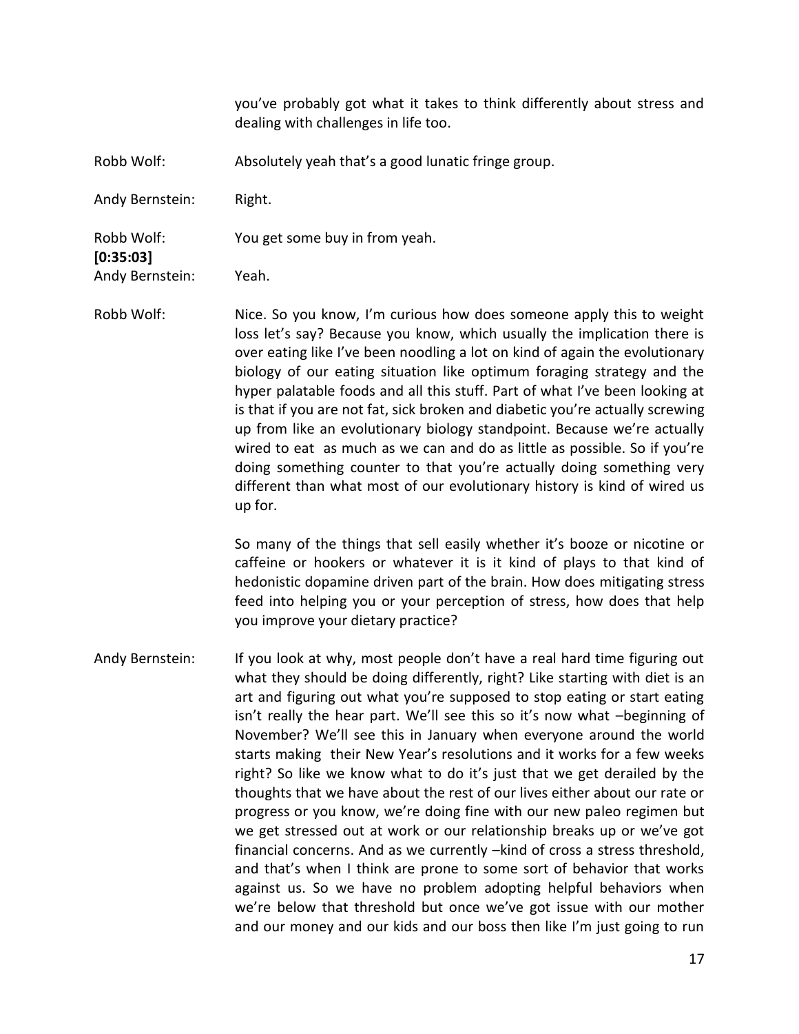you've probably got what it takes to think differently about stress and dealing with challenges in life too.

Robb Wolf: Absolutely yeah that's a good lunatic fringe group.

Andy Bernstein: Right.

Robb Wolf: You get some buy in from yeah.

**[0:35:03]**

Andy Bernstein: Yeah.

Robb Wolf: Nice. So you know, I'm curious how does someone apply this to weight loss let's say? Because you know, which usually the implication there is over eating like I've been noodling a lot on kind of again the evolutionary biology of our eating situation like optimum foraging strategy and the hyper palatable foods and all this stuff. Part of what I've been looking at is that if you are not fat, sick broken and diabetic you're actually screwing up from like an evolutionary biology standpoint. Because we're actually wired to eat as much as we can and do as little as possible. So if you're doing something counter to that you're actually doing something very different than what most of our evolutionary history is kind of wired us up for.

So many of the things that sell easily whether it's booze or nicotine or caffeine or hookers or whatever it is it kind of plays to that kind of hedonistic dopamine driven part of the brain. How does mitigating stress feed into helping you or your perception of stress, how does that help you improve your dietary practice?

Andy Bernstein: If you look at why, most people don't have a real hard time figuring out what they should be doing differently, right? Like starting with diet is an art and figuring out what you're supposed to stop eating or start eating isn't really the hear part. We'll see this so it's now what –beginning of November? We'll see this in January when everyone around the world starts making their New Year's resolutions and it works for a few weeks right? So like we know what to do it's just that we get derailed by the thoughts that we have about the rest of our lives either about our rate or progress or you know, we're doing fine with our new paleo regimen but we get stressed out at work or our relationship breaks up or we've got financial concerns. And as we currently –kind of cross a stress threshold, and that's when I think are prone to some sort of behavior that works against us. So we have no problem adopting helpful behaviors when we're below that threshold but once we've got issue with our mother and our money and our kids and our boss then like I'm just going to run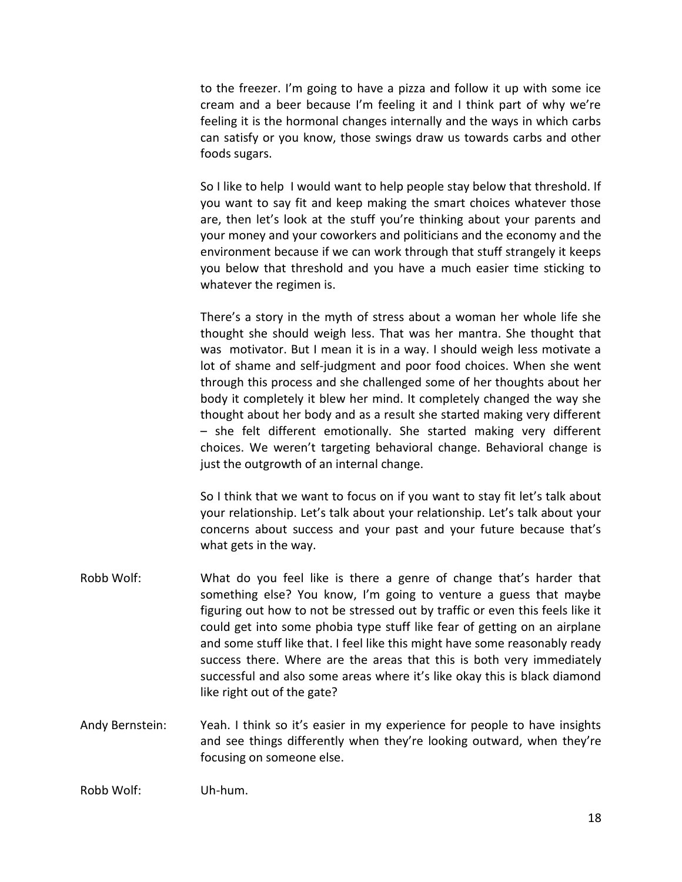to the freezer. I'm going to have a pizza and follow it up with some ice cream and a beer because I'm feeling it and I think part of why we're feeling it is the hormonal changes internally and the ways in which carbs can satisfy or you know, those swings draw us towards carbs and other foods sugars.

So I like to help I would want to help people stay below that threshold. If you want to say fit and keep making the smart choices whatever those are, then let's look at the stuff you're thinking about your parents and your money and your coworkers and politicians and the economy and the environment because if we can work through that stuff strangely it keeps you below that threshold and you have a much easier time sticking to whatever the regimen is.

There's a story in the myth of stress about a woman her whole life she thought she should weigh less. That was her mantra. She thought that was motivator. But I mean it is in a way. I should weigh less motivate a lot of shame and self-judgment and poor food choices. When she went through this process and she challenged some of her thoughts about her body it completely it blew her mind. It completely changed the way she thought about her body and as a result she started making very different – she felt different emotionally. She started making very different choices. We weren't targeting behavioral change. Behavioral change is just the outgrowth of an internal change.

So I think that we want to focus on if you want to stay fit let's talk about your relationship. Let's talk about your relationship. Let's talk about your concerns about success and your past and your future because that's what gets in the way.

Robb Wolf: What do you feel like is there a genre of change that's harder that something else? You know, I'm going to venture a guess that maybe figuring out how to not be stressed out by traffic or even this feels like it could get into some phobia type stuff like fear of getting on an airplane and some stuff like that. I feel like this might have some reasonably ready success there. Where are the areas that this is both very immediately successful and also some areas where it's like okay this is black diamond like right out of the gate?

Andy Bernstein: Yeah. I think so it's easier in my experience for people to have insights and see things differently when they're looking outward, when they're focusing on someone else.

Robb Wolf: Uh-hum.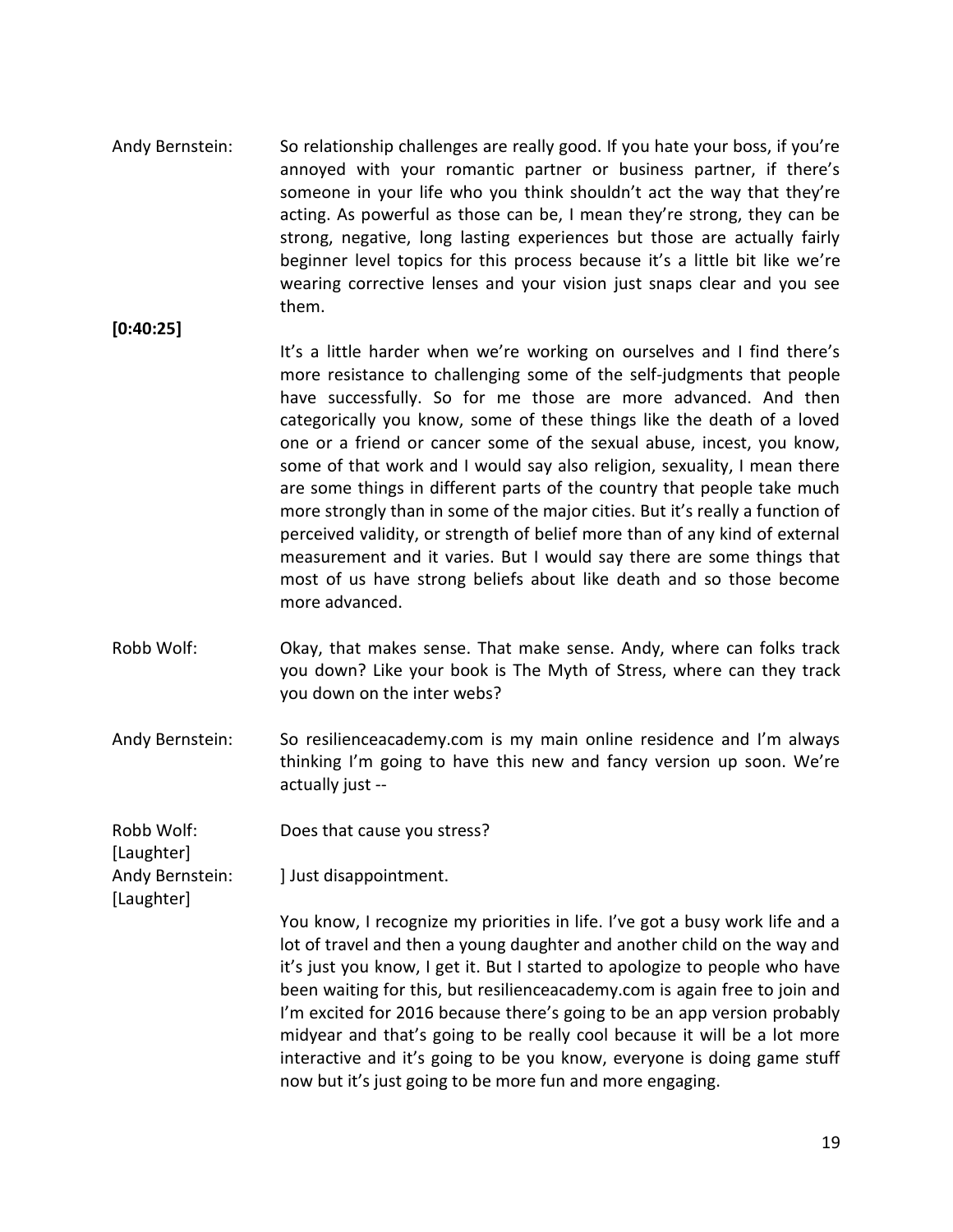Andy Bernstein: So relationship challenges are really good. If you hate your boss, if you're annoyed with your romantic partner or business partner, if there's someone in your life who you think shouldn't act the way that they're acting. As powerful as those can be, I mean they're strong, they can be strong, negative, long lasting experiences but those are actually fairly beginner level topics for this process because it's a little bit like we're wearing corrective lenses and your vision just snaps clear and you see them.

**[0:40:25]**

It's a little harder when we're working on ourselves and I find there's more resistance to challenging some of the self-judgments that people have successfully. So for me those are more advanced. And then categorically you know, some of these things like the death of a loved one or a friend or cancer some of the sexual abuse, incest, you know, some of that work and I would say also religion, sexuality, I mean there are some things in different parts of the country that people take much more strongly than in some of the major cities. But it's really a function of perceived validity, or strength of belief more than of any kind of external measurement and it varies. But I would say there are some things that most of us have strong beliefs about like death and so those become more advanced.

Robb Wolf: Okay, that makes sense. That make sense. Andy, where can folks track you down? Like your book is The Myth of Stress, where can they track you down on the inter webs?

Andy Bernstein: So resilienceacademy.com is my main online residence and I'm always thinking I'm going to have this new and fancy version up soon. We're actually just --

Robb Wolf: Does that cause you stress?

[Laughter]

Andy Bernstein: ] Just disappointment.

[Laughter]

You know, I recognize my priorities in life. I've got a busy work life and a lot of travel and then a young daughter and another child on the way and it's just you know, I get it. But I started to apologize to people who have been waiting for this, but resilienceacademy.com is again free to join and I'm excited for 2016 because there's going to be an app version probably midyear and that's going to be really cool because it will be a lot more interactive and it's going to be you know, everyone is doing game stuff now but it's just going to be more fun and more engaging.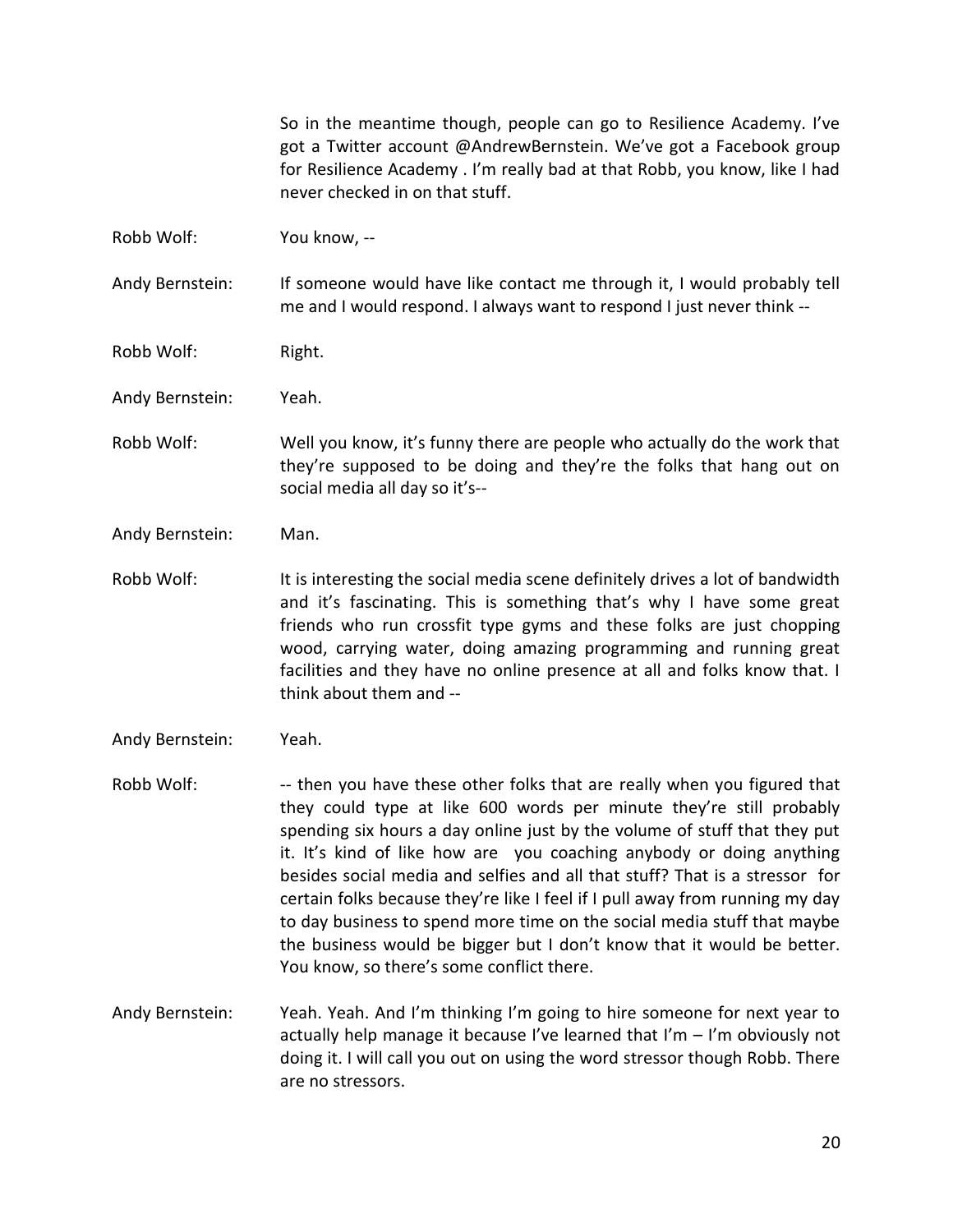So in the meantime though, people can go to Resilience Academy. I've got a Twitter account @AndrewBernstein. We've got a Facebook group for Resilience Academy . I'm really bad at that Robb, you know, like I had never checked in on that stuff.

**Robb Wolf:** You know, --

**Andy Bernstein:** If someone would have like contact me through it, I would probably tell me and I would respond. I always want to respond I just never think --

**Robb Wolf:** Right.

**Andy Bernstein:** Yeah.

**Robb Wolf:** Well you know, it's funny there are people who actually do the work that they're supposed to be doing and they're the folks that hang out on social media all day so it's--

**Andy Bernstein:** Man.

**Robb Wolf:** It is interesting the social media scene definitely drives a lot of bandwidth and it's fascinating. This is something that's why I have some great friends who run crossfit type gyms and these folks are just chopping wood, carrying water, doing amazing programming and running great facilities and they have no online presence at all and folks know that. I think about them and --

**Andy Bernstein:** Yeah.

**Robb Wolf:** -- then you have these other folks that are really when you figured that they could type at like 600 words per minute they're still probably spending six hours a day online just by the volume of stuff that they put it. It's kind of like how are you coaching anybody or doing anything besides social media and selfies and all that stuff? That is a stressor for certain folks because they're like I feel if I pull away from running my day to day business to spend more time on the social media stuff that maybe the business would be bigger but I don't know that it would be better. You know, so there's some conflict there.

**Andy Bernstein:** Yeah. Yeah. And I'm thinking I'm going to hire someone for next year to actually help manage it because I've learned that I'm – I'm obviously not doing it. I will call you out on using the word stressor though Robb. There are no stressors.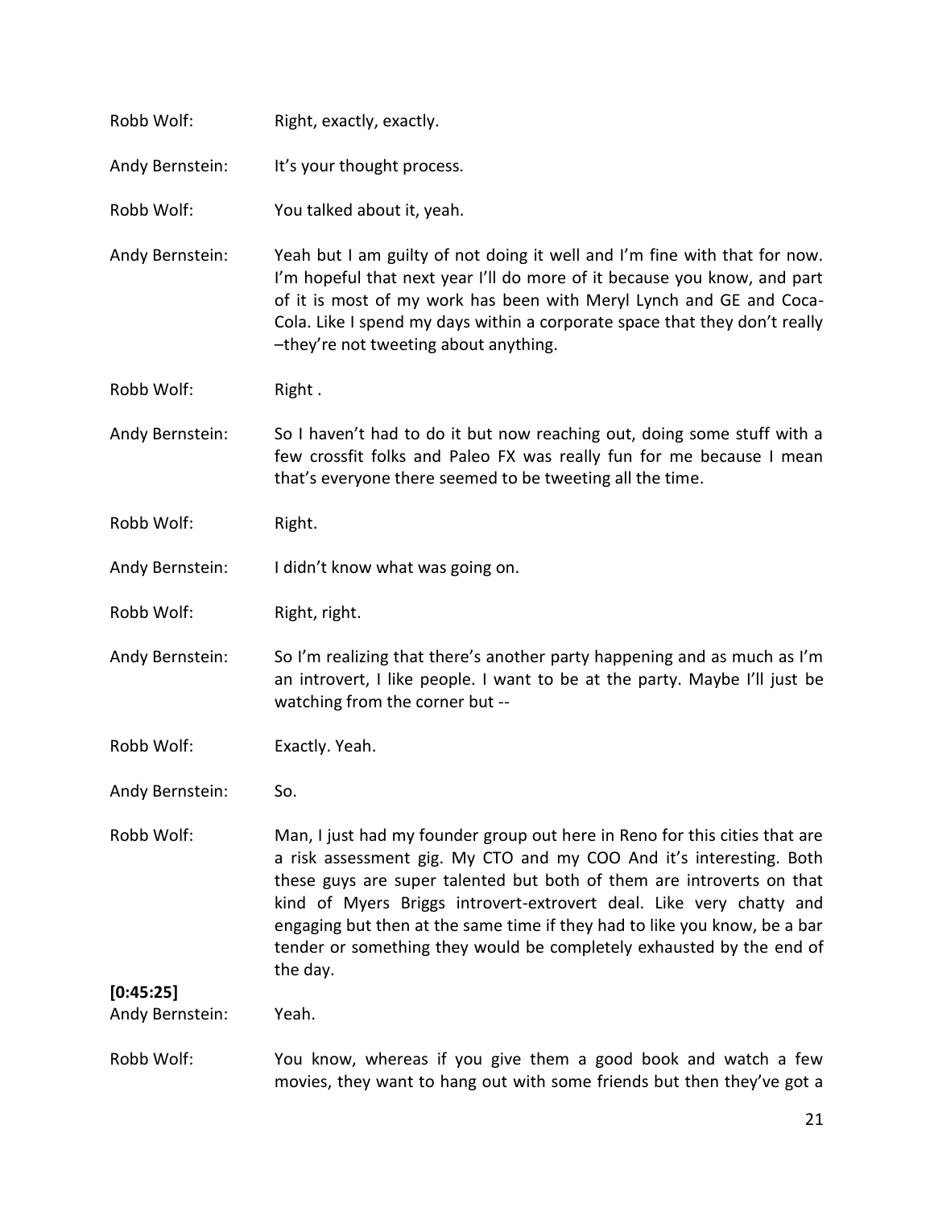Robb Wolf: Right, exactly, exactly.

Andy Bernstein: It's your thought process.

Robb Wolf: You talked about it, yeah.

Andy Bernstein: Yeah but I am guilty of not doing it well and I'm fine with that for now. I'm hopeful that next year I'll do more of it because you know, and part of it is most of my work has been with Meryl Lynch and GE and Coca-Cola. Like I spend my days within a corporate space that they don't really –they're not tweeting about anything.

Robb Wolf: Right .

Andy Bernstein: So I haven't had to do it but now reaching out, doing some stuff with a few crossfit folks and Paleo FX was really fun for me because I mean that's everyone there seemed to be tweeting all the time.

Robb Wolf: Right.

Andy Bernstein: I didn't know what was going on.

Robb Wolf: Right, right.

Andy Bernstein: So I'm realizing that there's another party happening and as much as I'm an introvert, I like people. I want to be at the party. Maybe I'll just be watching from the corner but --

Robb Wolf: Exactly. Yeah.

Andy Bernstein: So.

Robb Wolf: Man, I just had my founder group out here in Reno for this cities that are a risk assessment gig. My CTO and my COO And it's interesting. Both these guys are super talented but both of them are introverts on that kind of Myers Briggs introvert-extrovert deal. Like very chatty and engaging but then at the same time if they had to like you know, be a bar tender or something they would be completely exhausted by the end of the day.

**[0:45:25]**

Andy Bernstein: Yeah.

Robb Wolf: You know, whereas if you give them a good book and watch a few movies, they want to hang out with some friends but then they've got a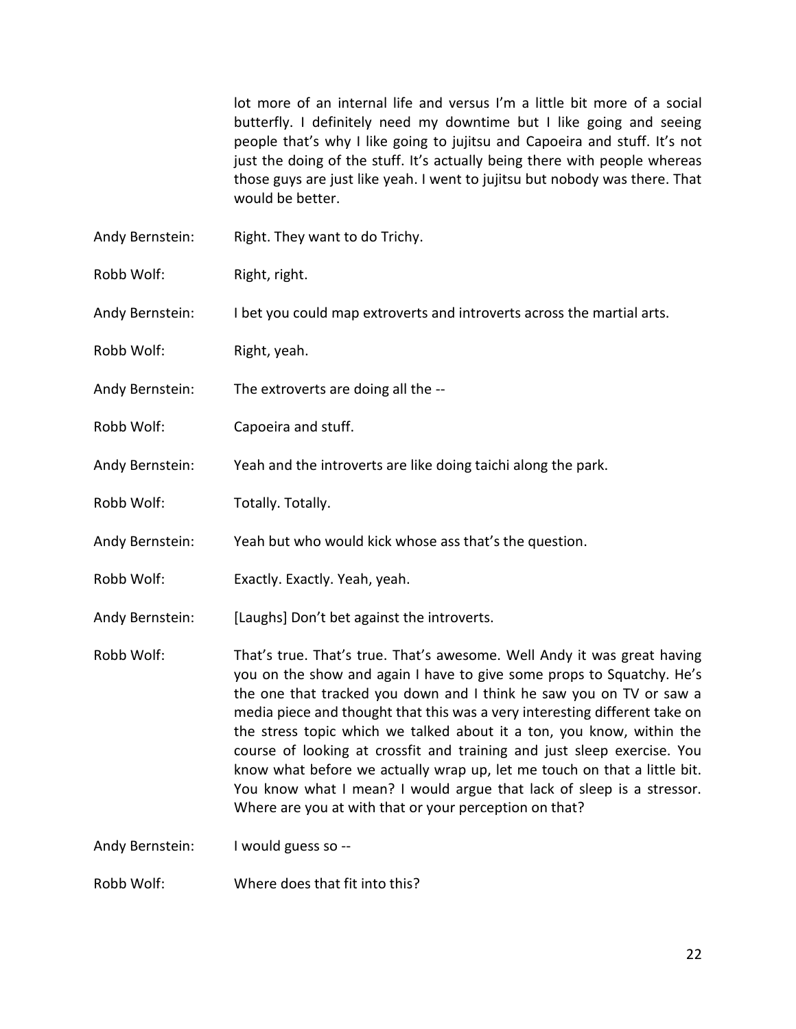lot more of an internal life and versus I'm a little bit more of a social butterfly. I definitely need my downtime but I like going and seeing people that's why I like going to jujitsu and Capoeira and stuff. It's not just the doing of the stuff. It's actually being there with people whereas those guys are just like yeah. I went to jujitsu but nobody was there. That would be better.

Andy Bernstein: Right. They want to do Trichy.

Robb Wolf: Right, right.

Andy Bernstein: I bet you could map extroverts and introverts across the martial arts.

Robb Wolf: Right, yeah.

Andy Bernstein: The extroverts are doing all the --

Robb Wolf: Capoeira and stuff.

Andy Bernstein: Yeah and the introverts are like doing taichi along the park.

Robb Wolf: Totally. Totally.

Andy Bernstein: Yeah but who would kick whose ass that's the question.

Robb Wolf: Exactly. Exactly. Yeah, yeah.

Andy Bernstein: [Laughs] Don't bet against the introverts.

Robb Wolf: That's true. That's true. That's awesome. Well Andy it was great having you on the show and again I have to give some props to Squatchy. He's the one that tracked you down and I think he saw you on TV or saw a media piece and thought that this was a very interesting different take on the stress topic which we talked about it a ton, you know, within the course of looking at crossfit and training and just sleep exercise. You know what before we actually wrap up, let me touch on that a little bit. You know what I mean? I would argue that lack of sleep is a stressor. Where are you at with that or your perception on that?

Andy Bernstein: I would guess so --

Robb Wolf: Where does that fit into this?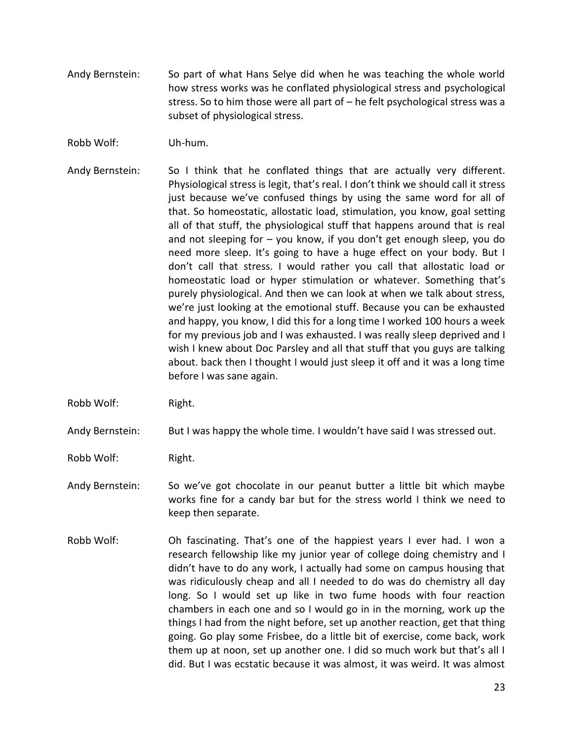Andy Bernstein: So part of what Hans Selye did when he was teaching the whole world how stress works was he conflated physiological stress and psychological stress. So to him those were all part of – he felt psychological stress was a subset of physiological stress.

Robb Wolf: Uh-hum.

Andy Bernstein: So I think that he conflated things that are actually very different. Physiological stress is legit, that's real. I don't think we should call it stress just because we've confused things by using the same word for all of that. So homeostatic, allostatic load, stimulation, you know, goal setting all of that stuff, the physiological stuff that happens around that is real and not sleeping for – you know, if you don't get enough sleep, you do need more sleep. It's going to have a huge effect on your body. But I don't call that stress. I would rather you call that allostatic load or homeostatic load or hyper stimulation or whatever. Something that's purely physiological. And then we can look at when we talk about stress, we're just looking at the emotional stuff. Because you can be exhausted and happy, you know, I did this for a long time I worked 100 hours a week for my previous job and I was exhausted. I was really sleep deprived and I wish I knew about Doc Parsley and all that stuff that you guys are talking about. back then I thought I would just sleep it off and it was a long time before I was sane again.

Robb Wolf: Right.

Andy Bernstein: But I was happy the whole time. I wouldn't have said I was stressed out.

Robb Wolf: Right.

Andy Bernstein: So we've got chocolate in our peanut butter a little bit which maybe works fine for a candy bar but for the stress world I think we need to keep then separate.

Robb Wolf: Oh fascinating. That's one of the happiest years I ever had. I won a research fellowship like my junior year of college doing chemistry and I didn't have to do any work, I actually had some on campus housing that was ridiculously cheap and all I needed to do was do chemistry all day long. So I would set up like in two fume hoods with four reaction chambers in each one and so I would go in in the morning, work up the things I had from the night before, set up another reaction, get that thing going. Go play some Frisbee, do a little bit of exercise, come back, work them up at noon, set up another one. I did so much work but that's all I did. But I was ecstatic because it was almost, it was weird. It was almost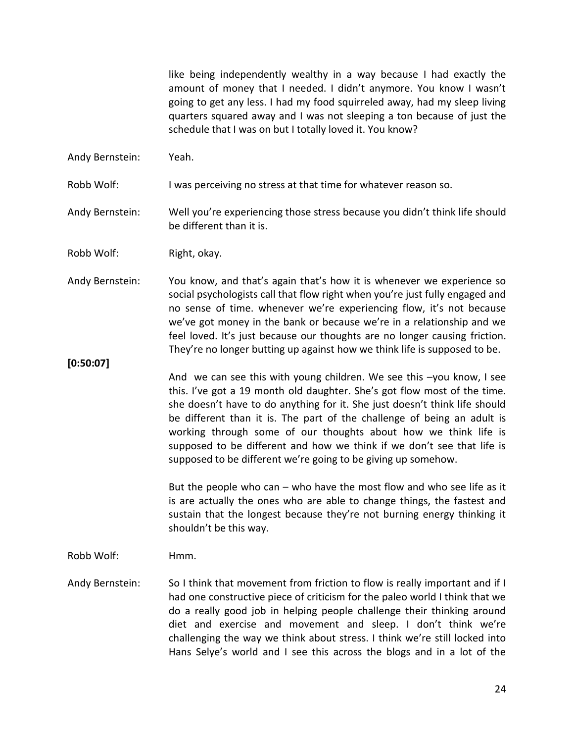like being independently wealthy in a way because I had exactly the amount of money that I needed. I didn't anymore. You know I wasn't going to get any less. I had my food squirreled away, had my sleep living quarters squared away and I was not sleeping a ton because of just the schedule that I was on but I totally loved it. You know?

Andy Bernstein: Yeah.

Robb Wolf: I was perceiving no stress at that time for whatever reason so.

Andy Bernstein: Well you're experiencing those stress because you didn't think life should be different than it is.

Robb Wolf: Right, okay.

Andy Bernstein: You know, and that's again that's how it is whenever we experience so social psychologists call that flow right when you're just fully engaged and no sense of time. whenever we're experiencing flow, it's not because we've got money in the bank or because we're in a relationship and we feel loved. It's just because our thoughts are no longer causing friction. They're no longer butting up against how we think life is supposed to be.

**[0:50:07]**

And we can see this with young children. We see this –you know, I see this. I've got a 19 month old daughter. She's got flow most of the time. she doesn't have to do anything for it. She just doesn't think life should be different than it is. The part of the challenge of being an adult is working through some of our thoughts about how we think life is supposed to be different and how we think if we don't see that life is supposed to be different we're going to be giving up somehow.

But the people who can – who have the most flow and who see life as it is are actually the ones who are able to change things, the fastest and sustain that the longest because they're not burning energy thinking it shouldn't be this way.

Robb Wolf: Hmm.

Andy Bernstein: So I think that movement from friction to flow is really important and if I had one constructive piece of criticism for the paleo world I think that we do a really good job in helping people challenge their thinking around diet and exercise and movement and sleep. I don't think we're challenging the way we think about stress. I think we're still locked into Hans Selye's world and I see this across the blogs and in a lot of the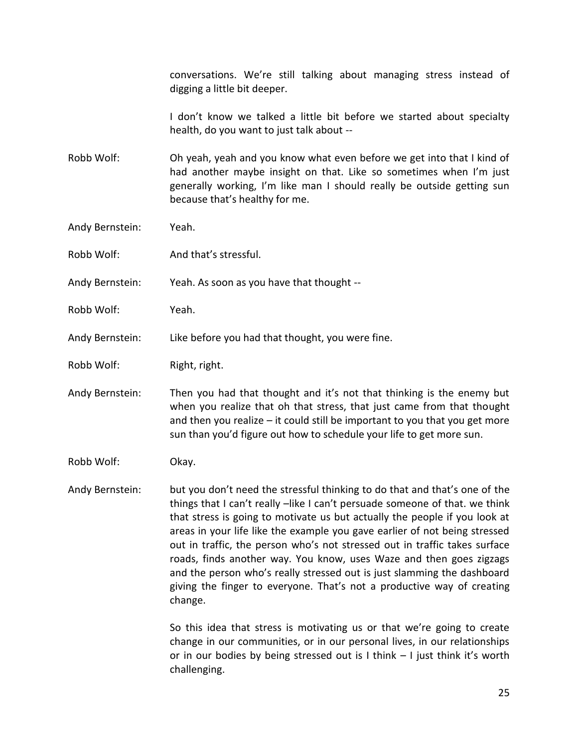conversations. We're still talking about managing stress instead of digging a little bit deeper.

I don't know we talked a little bit before we started about specialty health, do you want to just talk about --

**Robb Wolf:** Oh yeah, yeah and you know what even before we get into that I kind of had another maybe insight on that. Like so sometimes when I'm just generally working, I'm like man I should really be outside getting sun because that's healthy for me.

**Andy Bernstein:** Yeah.

**Robb Wolf:** And that's stressful.

**Andy Bernstein:** Yeah. As soon as you have that thought --

**Robb Wolf:** Yeah.

**Andy Bernstein:** Like before you had that thought, you were fine.

**Robb Wolf:** Right, right.

**Andy Bernstein:** Then you had that thought and it's not that thinking is the enemy but when you realize that oh that stress, that just came from that thought and then you realize – it could still be important to you that you get more sun than you'd figure out how to schedule your life to get more sun.

**Robb Wolf:** Okay.

**Andy Bernstein:** but you don't need the stressful thinking to do that and that's one of the things that I can't really –like I can't persuade someone of that. we think that stress is going to motivate us but actually the people if you look at areas in your life like the example you gave earlier of not being stressed out in traffic, the person who's not stressed out in traffic takes surface roads, finds another way. You know, uses Waze and then goes zigzags and the person who's really stressed out is just slamming the dashboard giving the finger to everyone. That's not a productive way of creating change.

So this idea that stress is motivating us or that we're going to create change in our communities, or in our personal lives, in our relationships or in our bodies by being stressed out is I think – I just think it's worth challenging.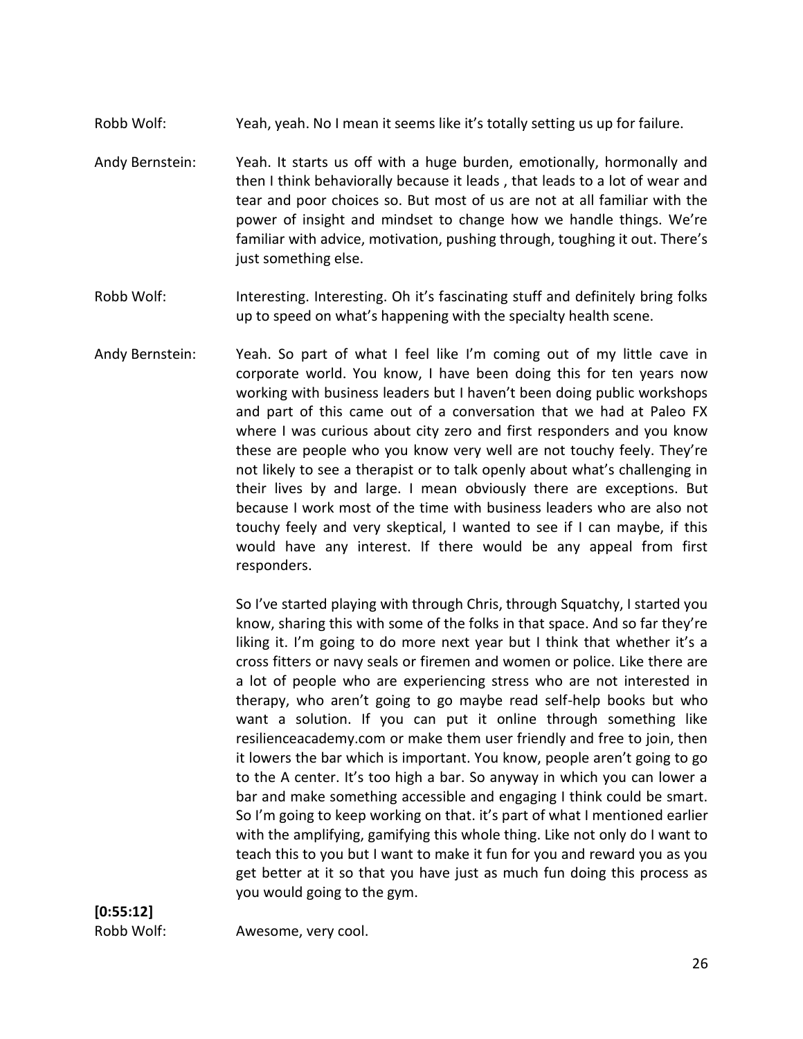Robb Wolf: Yeah, yeah. No I mean it seems like it's totally setting us up for failure.

Andy Bernstein: Yeah. It starts us off with a huge burden, emotionally, hormonally and then I think behaviorally because it leads , that leads to a lot of wear and tear and poor choices so. But most of us are not at all familiar with the power of insight and mindset to change how we handle things. We're familiar with advice, motivation, pushing through, toughing it out. There's just something else.

Robb Wolf: Interesting. Interesting. Oh it's fascinating stuff and definitely bring folks up to speed on what's happening with the specialty health scene.

Andy Bernstein: Yeah. So part of what I feel like I'm coming out of my little cave in corporate world. You know, I have been doing this for ten years now working with business leaders but I haven't been doing public workshops and part of this came out of a conversation that we had at Paleo FX where I was curious about city zero and first responders and you know these are people who you know very well are not touchy feely. They're not likely to see a therapist or to talk openly about what's challenging in their lives by and large. I mean obviously there are exceptions. But because I work most of the time with business leaders who are also not touchy feely and very skeptical, I wanted to see if I can maybe, if this would have any interest. If there would be any appeal from first responders.

So I've started playing with through Chris, through Squatchy, I started you know, sharing this with some of the folks in that space. And so far they're liking it. I'm going to do more next year but I think that whether it's a cross fitters or navy seals or firemen and women or police. Like there are a lot of people who are experiencing stress who are not interested in therapy, who aren't going to go maybe read self-help books but who want a solution. If you can put it online through something like resilienceacademy.com or make them user friendly and free to join, then it lowers the bar which is important. You know, people aren't going to go to the A center. It's too high a bar. So anyway in which you can lower a bar and make something accessible and engaging I think could be smart. So I'm going to keep working on that. it's part of what I mentioned earlier with the amplifying, gamifying this whole thing. Like not only do I want to teach this to you but I want to make it fun for you and reward you as you get better at it so that you have just as much fun doing this process as you would going to the gym.

**[0:55:12]**

Robb Wolf: Awesome, very cool.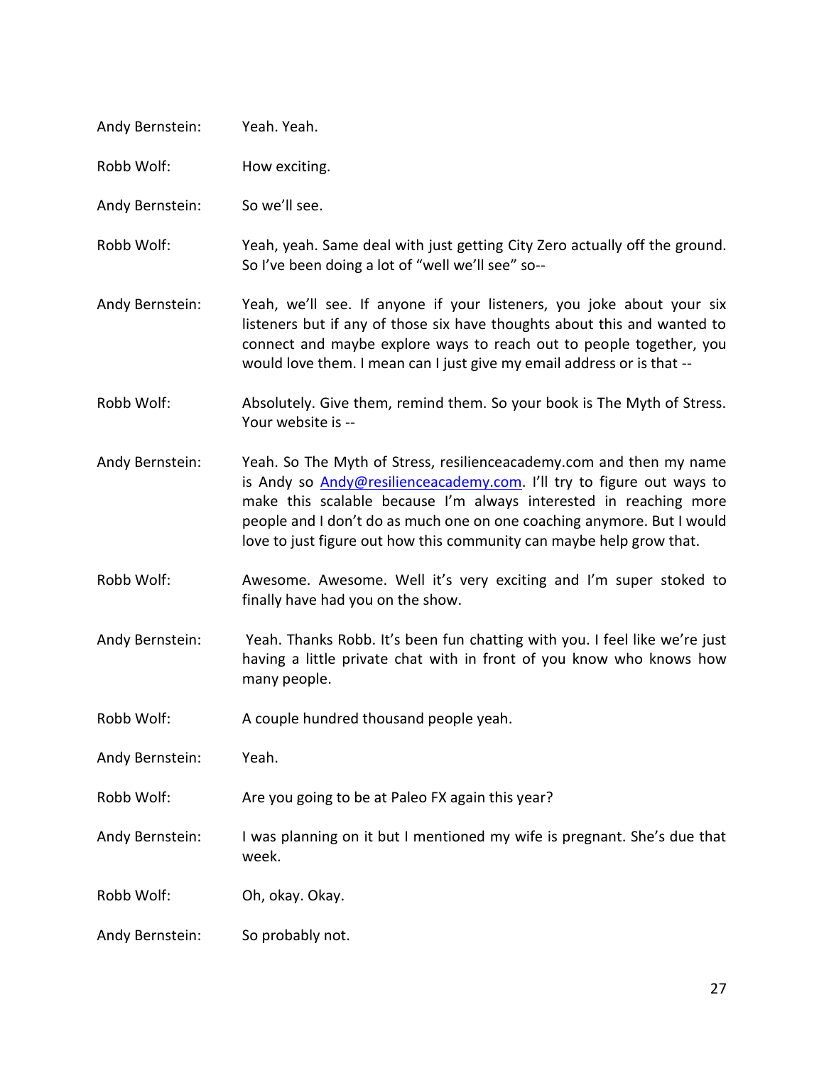Andy Bernstein: Yeah. Yeah.

Robb Wolf: How exciting.

Andy Bernstein: So we'll see.

Robb Wolf: Yeah, yeah. Same deal with just getting City Zero actually off the ground. So I've been doing a lot of "well we'll see" so--

Andy Bernstein: Yeah, we'll see. If anyone if your listeners, you joke about your six listeners but if any of those six have thoughts about this and wanted to connect and maybe explore ways to reach out to people together, you would love them. I mean can I just give my email address or is that --

Robb Wolf: Absolutely. Give them, remind them. So your book is The Myth of Stress. Your website is --

Andy Bernstein: Yeah. So The Myth of Stress, resilienceacademy.com and then my name is Andy so Andy@resilienceacademy.com. I'll try to figure out ways to make this scalable because I'm always interested in reaching more people and I don't do as much one on one coaching anymore. But I would love to just figure out how this community can maybe help grow that.

Robb Wolf: Awesome. Awesome. Well it's very exciting and I'm super stoked to finally have had you on the show.

Andy Bernstein: Yeah. Thanks Robb. It's been fun chatting with you. I feel like we're just having a little private chat with in front of you know who knows how many people.

Robb Wolf: A couple hundred thousand people yeah.

Andy Bernstein: Yeah.

Robb Wolf: Are you going to be at Paleo FX again this year?

Andy Bernstein: I was planning on it but I mentioned my wife is pregnant. She's due that week.

Robb Wolf: Oh, okay. Okay.

Andy Bernstein: So probably not.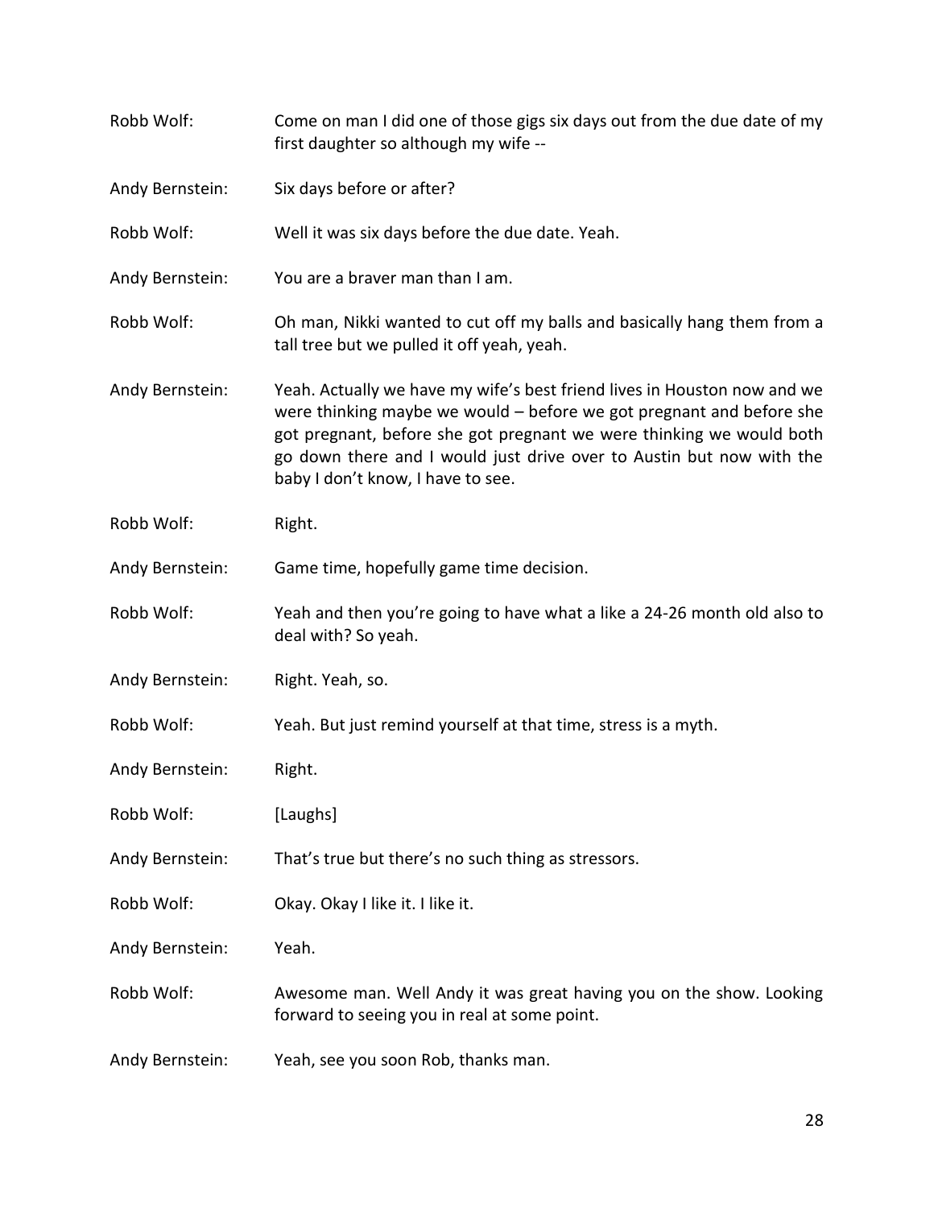Robb Wolf: Come on man I did one of those gigs six days out from the due date of my first daughter so although my wife --

Andy Bernstein: Six days before or after?

Robb Wolf: Well it was six days before the due date. Yeah.

Andy Bernstein: You are a braver man than I am.

Robb Wolf: Oh man, Nikki wanted to cut off my balls and basically hang them from a tall tree but we pulled it off yeah, yeah.

Andy Bernstein: Yeah. Actually we have my wife's best friend lives in Houston now and we were thinking maybe we would – before we got pregnant and before she got pregnant, before she got pregnant we were thinking we would both go down there and I would just drive over to Austin but now with the baby I don't know, I have to see.

Robb Wolf: Right.

Andy Bernstein: Game time, hopefully game time decision.

Robb Wolf: Yeah and then you're going to have what a like a 24-26 month old also to deal with? So yeah.

Andy Bernstein: Right. Yeah, so.

Robb Wolf: Yeah. But just remind yourself at that time, stress is a myth.

Andy Bernstein: Right.

Robb Wolf: [Laughs]

Andy Bernstein: That's true but there's no such thing as stressors.

Robb Wolf: Okay. Okay I like it. I like it.

Andy Bernstein: Yeah.

Robb Wolf: Awesome man. Well Andy it was great having you on the show. Looking forward to seeing you in real at some point.

Andy Bernstein: Yeah, see you soon Rob, thanks man.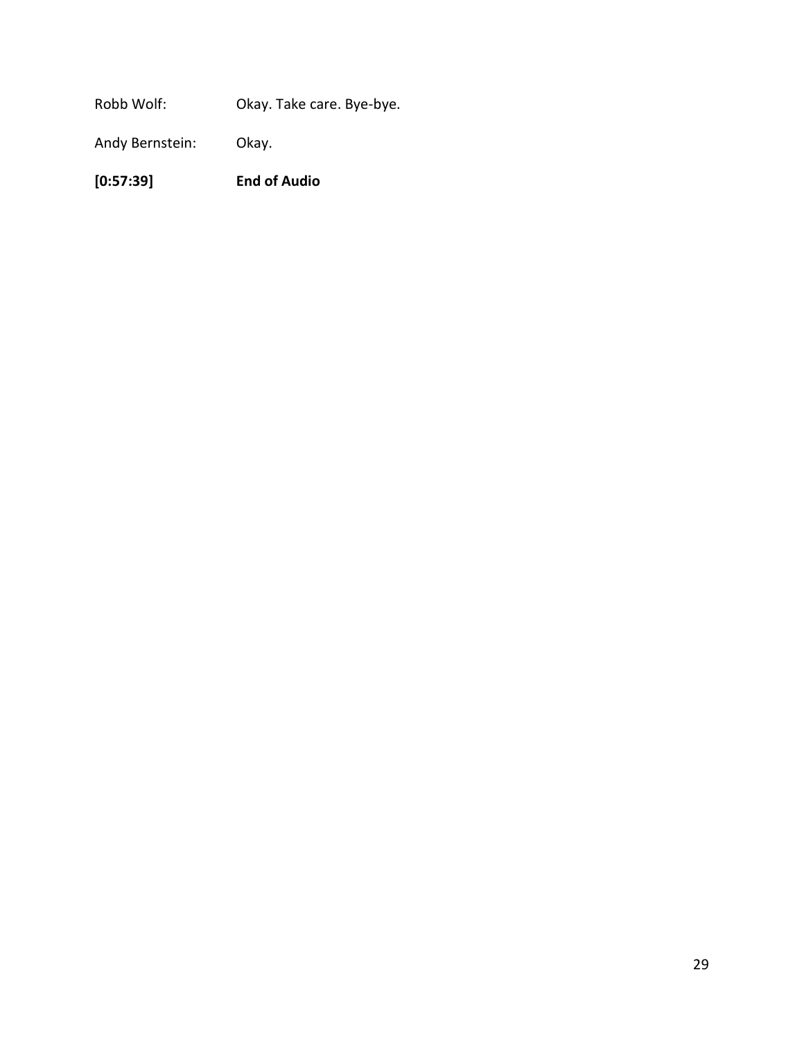Robb Wolf: Okay. Take care. Bye-bye.

Andy Bernstein: Okay.

**[0:57:39] End of Audio**